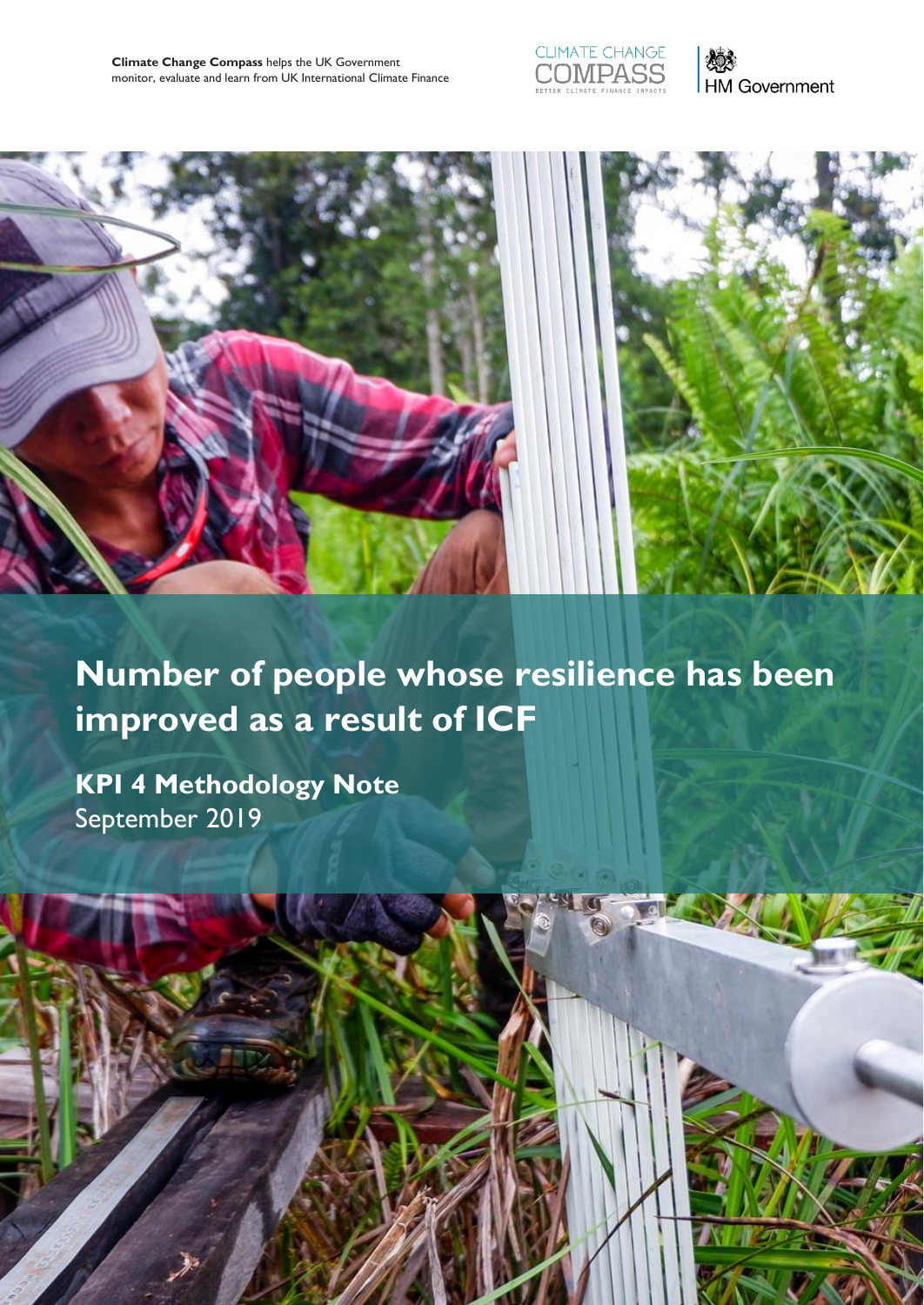**Climate Change Compass** helps the UK Government monitor, evaluate and learn from UK International Climate Finance

CLIMATE CHANGE COMPASS
BETTER CLIMATE FINANCE IMPACTS

HM Government

# Number of people whose resilience has been improved as a result of ICF

## KPI 4 Methodology Note

September 2019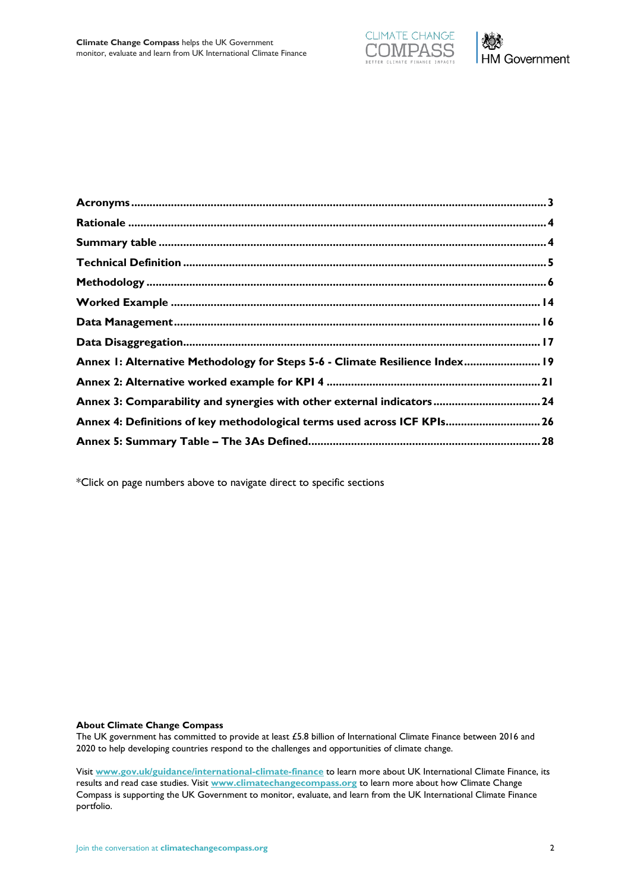**Acronyms** ........................................................................................................................ 3

**Rationale** ........................................................................................................................ 4

**Summary table** ................................................................................................................ 4

**Technical Definition** ...................................................................................................... 5

**Methodology** .................................................................................................................. 6

**Worked Example** .......................................................................................................... 14

**Data Management** ........................................................................................................ 16

**Data Disaggregation** .................................................................................................... 17

**Annex 1: Alternative Methodology for Steps 5-6 - Climate Resilience Index** ......................... 19

**Annex 2: Alternative worked example for KPI 4** ..................................................................... 21

**Annex 3: Comparability and synergies with other external indicators** ................................... 24

**Annex 4: Definitions of key methodological terms used across ICF KPIs** .............................. 26

**Annex 5: Summary Table – The 3As Defined** ........................................................................... 28

*Click on page numbers above to navigate direct to specific sections

**About Climate Change Compass**

The UK government has committed to provide at least £5.8 billion of International Climate Finance between 2016 and 2020 to help developing countries respond to the challenges and opportunities of climate change.

Visit **www.gov.uk/guidance/international-climate-finance** to learn more about UK International Climate Finance, its results and read case studies. Visit **www.climatechangecompass.org** to learn more about how Climate Change Compass is supporting the UK Government to monitor, evaluate, and learn from the UK International Climate Finance portfolio.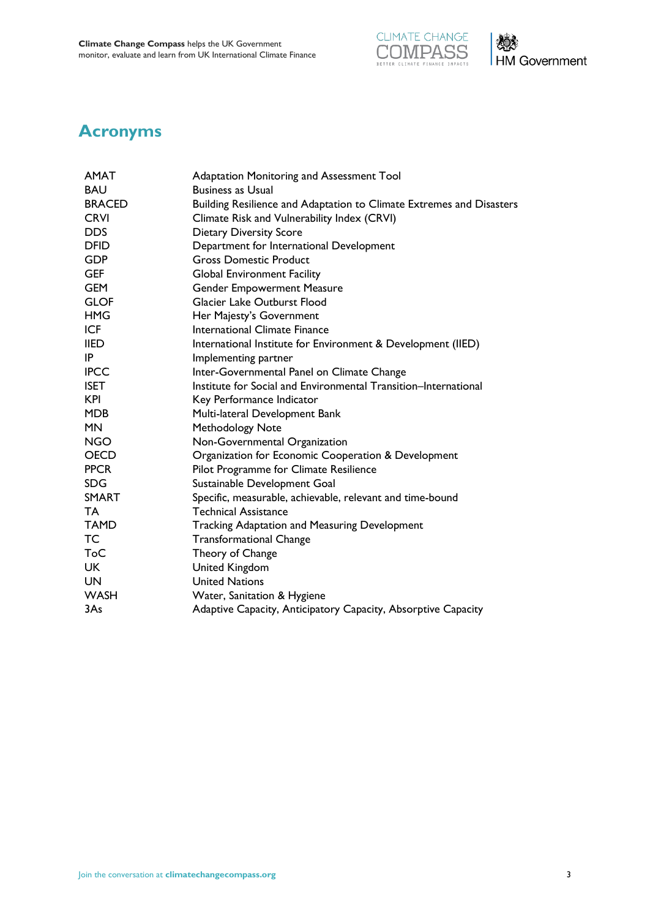# Acronyms

| | |
|---|---|
| AMAT | Adaptation Monitoring and Assessment Tool |
| BAU | Business as Usual |
| BRACED | Building Resilience and Adaptation to Climate Extremes and Disasters |
| CRVI | Climate Risk and Vulnerability Index (CRVI) |
| DDS | Dietary Diversity Score |
| DFID | Department for International Development |
| GDP | Gross Domestic Product |
| GEF | Global Environment Facility |
| GEM | Gender Empowerment Measure |
| GLOF | Glacier Lake Outburst Flood |
| HMG | Her Majesty's Government |
| ICF | International Climate Finance |
| IIED | International Institute for Environment & Development (IIED) |
| IP | Implementing partner |
| IPCC | Inter-Governmental Panel on Climate Change |
| ISET | Institute for Social and Environmental Transition–International |
| KPI | Key Performance Indicator |
| MDB | Multi-lateral Development Bank |
| MN | Methodology Note |
| NGO | Non-Governmental Organization |
| OECD | Organization for Economic Cooperation & Development |
| PPCR | Pilot Programme for Climate Resilience |
| SDG | Sustainable Development Goal |
| SMART | Specific, measurable, achievable, relevant and time-bound |
| TA | Technical Assistance |
| TAMD | Tracking Adaptation and Measuring Development |
| TC | Transformational Change |
| ToC | Theory of Change |
| UK | United Kingdom |
| UN | United Nations |
| WASH | Water, Sanitation & Hygiene |
| 3As | Adaptive Capacity, Anticipatory Capacity, Absorptive Capacity |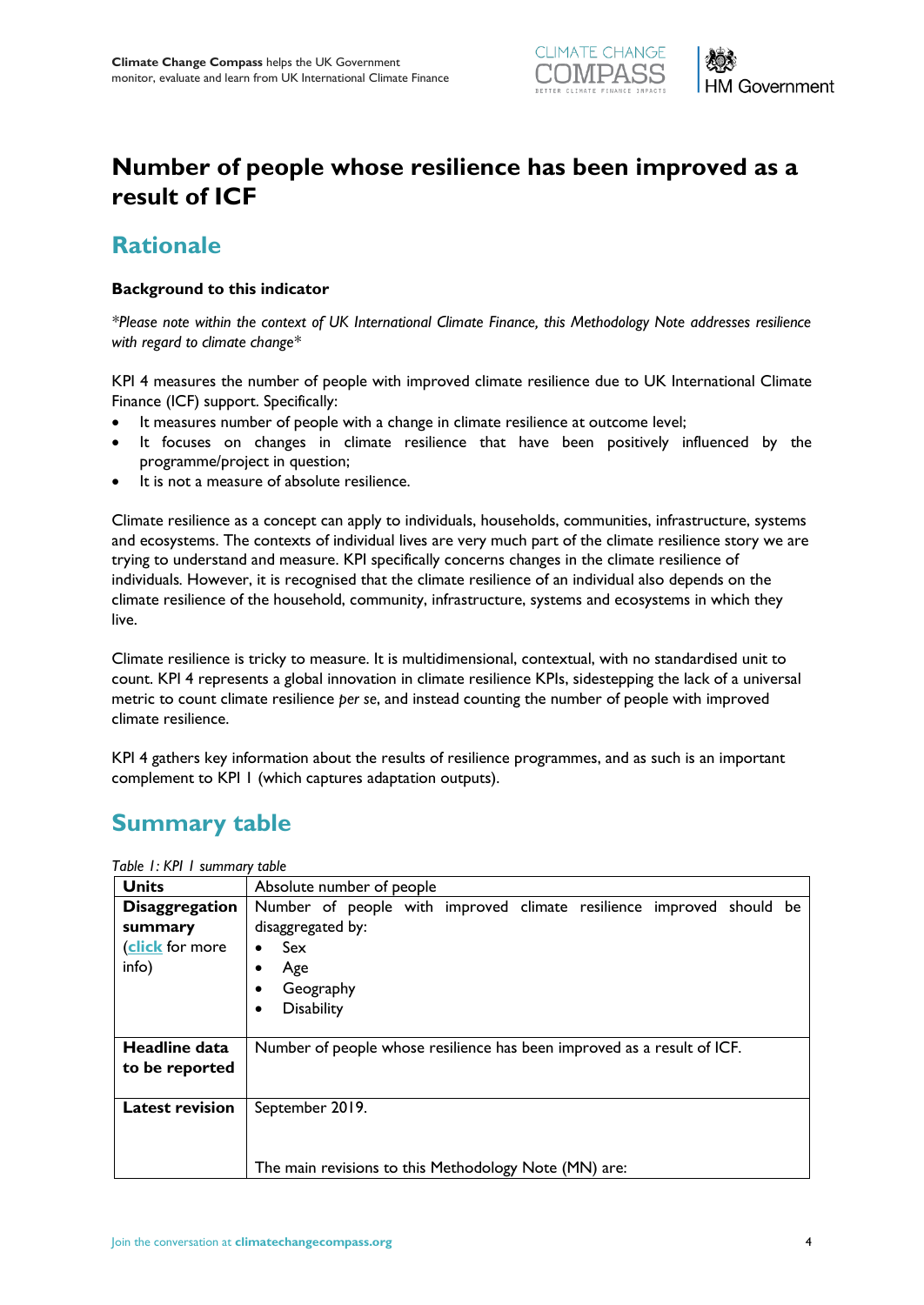# Number of people whose resilience has been improved as a result of ICF

## Rationale

**Background to this indicator**

*\*Please note within the context of UK International Climate Finance, this Methodology Note addresses resilience with regard to climate change\**

KPI 4 measures the number of people with improved climate resilience due to UK International Climate Finance (ICF) support. Specifically:

- It measures number of people with a change in climate resilience at outcome level;
- It focuses on changes in climate resilience that have been positively influenced by the programme/project in question;
- It is not a measure of absolute resilience.

Climate resilience as a concept can apply to individuals, households, communities, infrastructure, systems and ecosystems. The contexts of individual lives are very much part of the climate resilience story we are trying to understand and measure. KPI specifically concerns changes in the climate resilience of individuals. However, it is recognised that the climate resilience of an individual also depends on the climate resilience of the household, community, infrastructure, systems and ecosystems in which they live.

Climate resilience is tricky to measure. It is multidimensional, contextual, with no standardised unit to count. KPI 4 represents a global innovation in climate resilience KPIs, sidestepping the lack of a universal metric to count climate resilience *per se*, and instead counting the number of people with improved climate resilience.

KPI 4 gathers key information about the results of resilience programmes, and as such is an important complement to KPI 1 (which captures adaptation outputs).

## Summary table

*Table 1: KPI 1 summary table*

| **Units** | Absolute number of people |
|---|---|
| **Disaggregation summary** (**click** for more info) | Number of people with improved climate resilience improved should be disaggregated by:<br>• Sex<br>• Age<br>• Geography<br>• Disability |
| **Headline data to be reported** | Number of people whose resilience has been improved as a result of ICF. |
| **Latest revision** | September 2019.<br><br>The main revisions to this Methodology Note (MN) are: |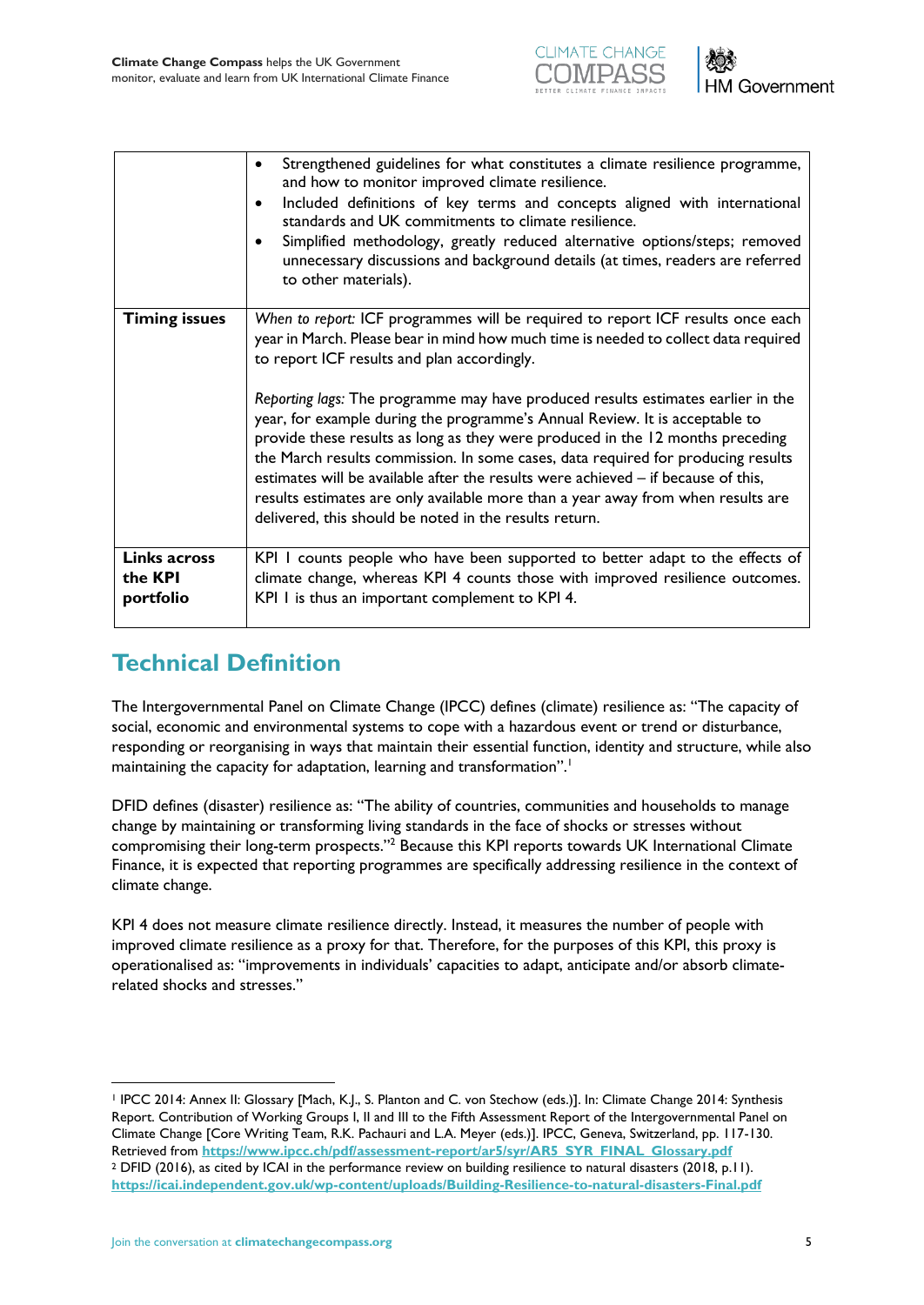| | |
|---|---|
| | • Strengthened guidelines for what constitutes a climate resilience programme, and how to monitor improved climate resilience.<br>• Included definitions of key terms and concepts aligned with international standards and UK commitments to climate resilience.<br>• Simplified methodology, greatly reduced alternative options/steps; removed unnecessary discussions and background details (at times, readers are referred to other materials). |
| **Timing issues** | *When to report:* ICF programmes will be required to report ICF results once each year in March. Please bear in mind how much time is needed to collect data required to report ICF results and plan accordingly.<br><br>*Reporting lags:* The programme may have produced results estimates earlier in the year, for example during the programme's Annual Review. It is acceptable to provide these results as long as they were produced in the 12 months preceding the March results commission. In some cases, data required for producing results estimates will be available after the results were achieved – if because of this, results estimates are only available more than a year away from when results are delivered, this should be noted in the results return. |
| **Links across the KPI portfolio** | KPI 1 counts people who have been supported to better adapt to the effects of climate change, whereas KPI 4 counts those with improved resilience outcomes. KPI 1 is thus an important complement to KPI 4. |

## Technical Definition

The Intergovernmental Panel on Climate Change (IPCC) defines (climate) resilience as: "The capacity of social, economic and environmental systems to cope with a hazardous event or trend or disturbance, responding or reorganising in ways that maintain their essential function, identity and structure, while also maintaining the capacity for adaptation, learning and transformation".[1]

DFID defines (disaster) resilience as: "The ability of countries, communities and households to manage change by maintaining or transforming living standards in the face of shocks or stresses without compromising their long-term prospects."[2] Because this KPI reports towards UK International Climate Finance, it is expected that reporting programmes are specifically addressing resilience in the context of climate change.

KPI 4 does not measure climate resilience directly. Instead, it measures the number of people with improved climate resilience as a proxy for that. Therefore, for the purposes of this KPI, this proxy is operationalised as: "improvements in individuals' capacities to adapt, anticipate and/or absorb climate-related shocks and stresses."

---

[1] IPCC 2014: Annex II: Glossary [Mach, K.J., S. Planton and C. von Stechow (eds.)]. In: Climate Change 2014: Synthesis Report. Contribution of Working Groups I, II and III to the Fifth Assessment Report of the Intergovernmental Panel on Climate Change [Core Writing Team, R.K. Pachauri and L.A. Meyer (eds.)]. IPCC, Geneva, Switzerland, pp. 117-130. Retrieved from **https://www.ipcc.ch/pdf/assessment-report/ar5/syr/AR5_SYR_FINAL_Glossary.pdf**

[2] DFID (2016), as cited by ICAI in the performance review on building resilience to natural disasters (2018, p.11). **https://icai.independent.gov.uk/wp-content/uploads/Building-Resilience-to-natural-disasters-Final.pdf**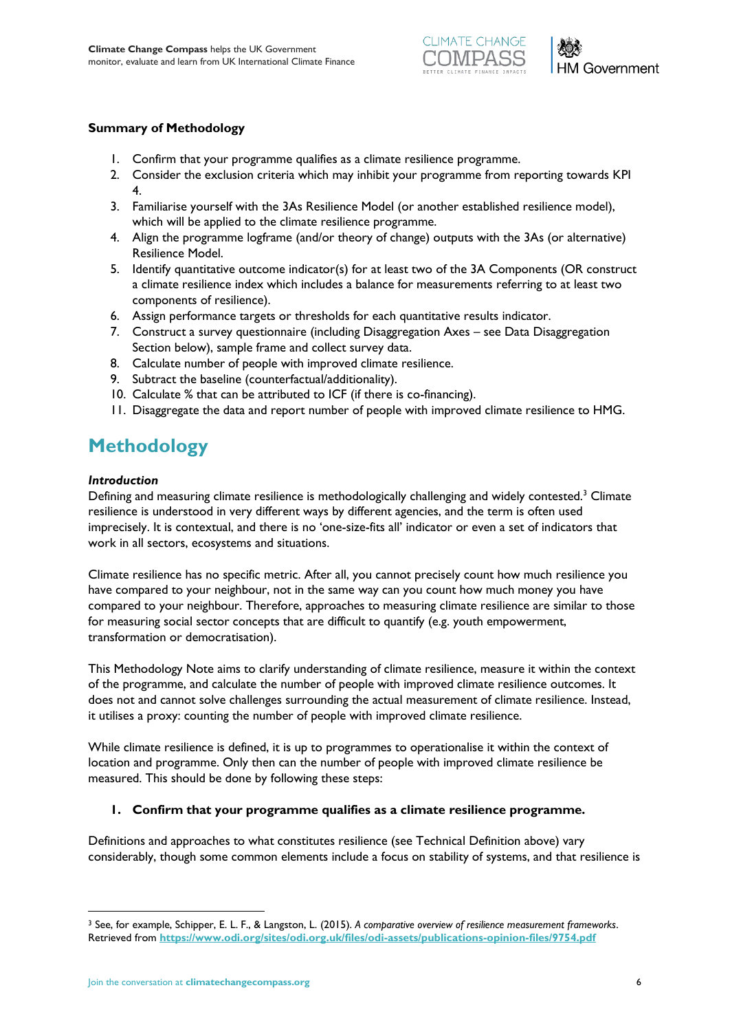**Summary of Methodology**

1. Confirm that your programme qualifies as a climate resilience programme.
2. Consider the exclusion criteria which may inhibit your programme from reporting towards KPI 4.
3. Familiarise yourself with the 3As Resilience Model (or another established resilience model), which will be applied to the climate resilience programme.
4. Align the programme logframe (and/or theory of change) outputs with the 3As (or alternative) Resilience Model.
5. Identify quantitative outcome indicator(s) for at least two of the 3A Components (OR construct a climate resilience index which includes a balance for measurements referring to at least two components of resilience).
6. Assign performance targets or thresholds for each quantitative results indicator.
7. Construct a survey questionnaire (including Disaggregation Axes – see Data Disaggregation Section below), sample frame and collect survey data.
8. Calculate number of people with improved climate resilience.
9. Subtract the baseline (counterfactual/additionality).
10. Calculate % that can be attributed to ICF (if there is co-financing).
11. Disaggregate the data and report number of people with improved climate resilience to HMG.

# Methodology

***Introduction***

Defining and measuring climate resilience is methodologically challenging and widely contested.[3] Climate resilience is understood in very different ways by different agencies, and the term is often used imprecisely. It is contextual, and there is no 'one-size-fits all' indicator or even a set of indicators that work in all sectors, ecosystems and situations.

Climate resilience has no specific metric. After all, you cannot precisely count how much resilience you have compared to your neighbour, not in the same way can you count how much money you have compared to your neighbour. Therefore, approaches to measuring climate resilience are similar to those for measuring social sector concepts that are difficult to quantify (e.g. youth empowerment, transformation or democratisation).

This Methodology Note aims to clarify understanding of climate resilience, measure it within the context of the programme, and calculate the number of people with improved climate resilience outcomes. It does not and cannot solve challenges surrounding the actual measurement of climate resilience. Instead, it utilises a proxy: counting the number of people with improved climate resilience.

While climate resilience is defined, it is up to programmes to operationalise it within the context of location and programme. Only then can the number of people with improved climate resilience be measured. This should be done by following these steps:

### 1. Confirm that your programme qualifies as a climate resilience programme.

Definitions and approaches to what constitutes resilience (see Technical Definition above) vary considerably, though some common elements include a focus on stability of systems, and that resilience is

[3] See, for example, Schipper, E. L. F., & Langston, L. (2015). *A comparative overview of resilience measurement frameworks*. Retrieved from **https://www.odi.org/sites/odi.org.uk/files/odi-assets/publications-opinion-files/9754.pdf**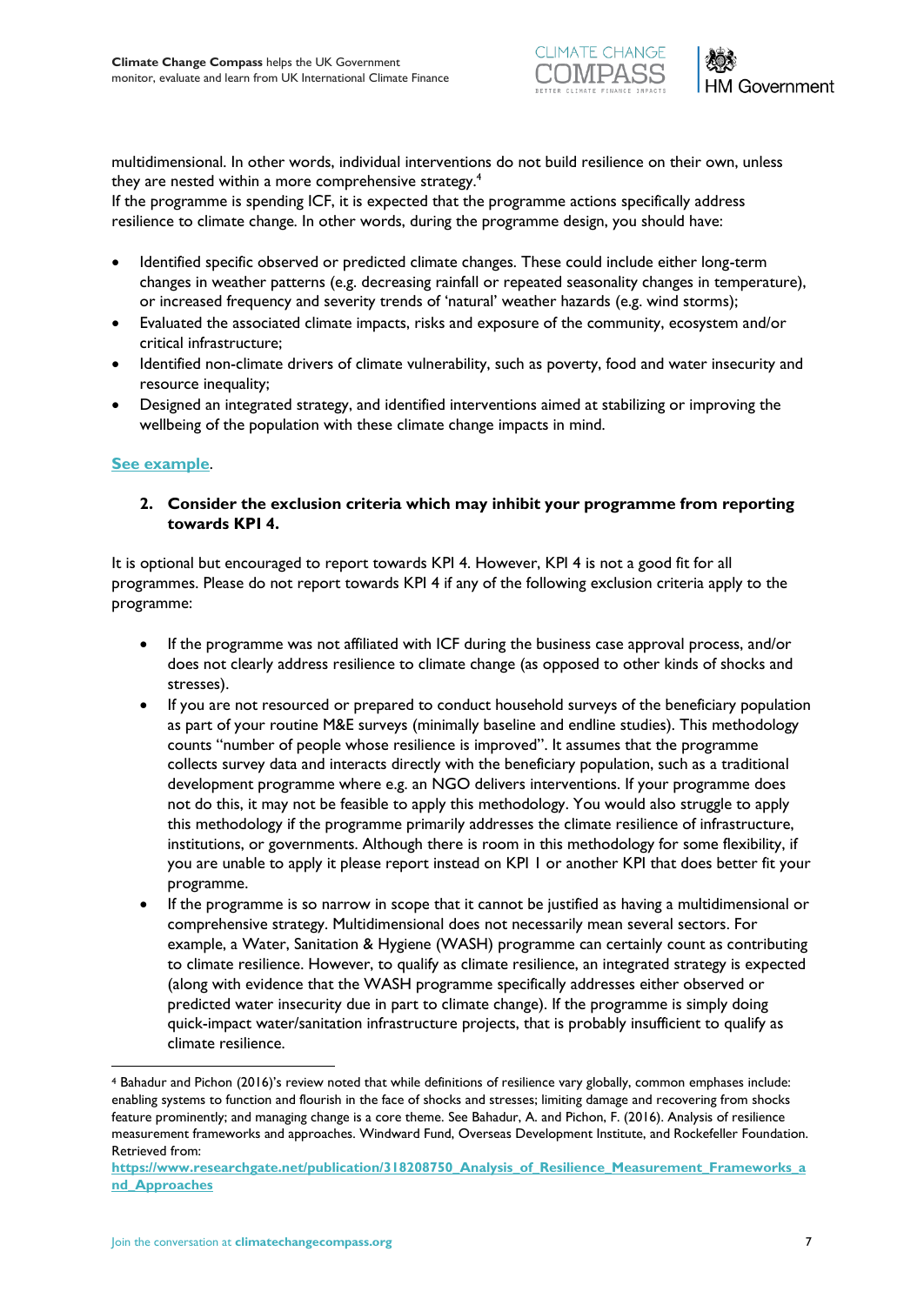multidimensional. In other words, individual interventions do not build resilience on their own, unless they are nested within a more comprehensive strategy.[4]

If the programme is spending ICF, it is expected that the programme actions specifically address resilience to climate change. In other words, during the programme design, you should have:

- Identified specific observed or predicted climate changes. These could include either long-term changes in weather patterns (e.g. decreasing rainfall or repeated seasonality changes in temperature), or increased frequency and severity trends of 'natural' weather hazards (e.g. wind storms);
- Evaluated the associated climate impacts, risks and exposure of the community, ecosystem and/or critical infrastructure;
- Identified non-climate drivers of climate vulnerability, such as poverty, food and water insecurity and resource inequality;
- Designed an integrated strategy, and identified interventions aimed at stabilizing or improving the wellbeing of the population with these climate change impacts in mind.

**See example**.

2. **Consider the exclusion criteria which may inhibit your programme from reporting towards KPI 4.**

It is optional but encouraged to report towards KPI 4. However, KPI 4 is not a good fit for all programmes. Please do not report towards KPI 4 if any of the following exclusion criteria apply to the programme:

- If the programme was not affiliated with ICF during the business case approval process, and/or does not clearly address resilience to climate change (as opposed to other kinds of shocks and stresses).
- If you are not resourced or prepared to conduct household surveys of the beneficiary population as part of your routine M&E surveys (minimally baseline and endline studies). This methodology counts "number of people whose resilience is improved". It assumes that the programme collects survey data and interacts directly with the beneficiary population, such as a traditional development programme where e.g. an NGO delivers interventions. If your programme does not do this, it may not be feasible to apply this methodology. You would also struggle to apply this methodology if the programme primarily addresses the climate resilience of infrastructure, institutions, or governments. Although there is room in this methodology for some flexibility, if you are unable to apply it please report instead on KPI 1 or another KPI that does better fit your programme.
- If the programme is so narrow in scope that it cannot be justified as having a multidimensional or comprehensive strategy. Multidimensional does not necessarily mean several sectors. For example, a Water, Sanitation & Hygiene (WASH) programme can certainly count as contributing to climate resilience. However, to qualify as climate resilience, an integrated strategy is expected (along with evidence that the WASH programme specifically addresses either observed or predicted water insecurity due in part to climate change). If the programme is simply doing quick-impact water/sanitation infrastructure projects, that is probably insufficient to qualify as climate resilience.

[4] Bahadur and Pichon (2016)'s review noted that while definitions of resilience vary globally, common emphases include: enabling systems to function and flourish in the face of shocks and stresses; limiting damage and recovering from shocks feature prominently; and managing change is a core theme. See Bahadur, A. and Pichon, F. (2016). Analysis of resilience measurement frameworks and approaches. Windward Fund, Overseas Development Institute, and Rockefeller Foundation. Retrieved from: https://www.researchgate.net/publication/318208750_Analysis_of_Resilience_Measurement_Frameworks_and_Approaches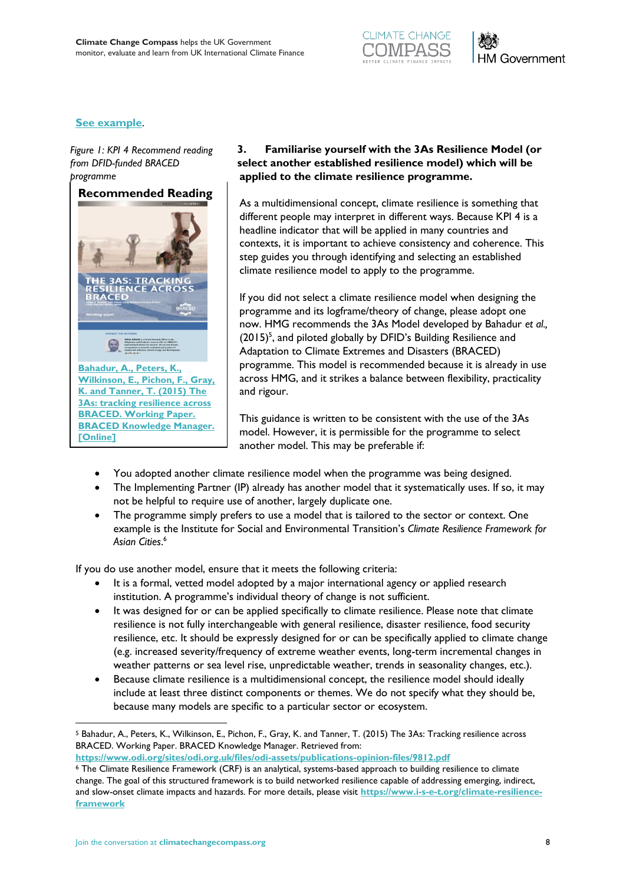See example.

*Figure 1: KPI 4 Recommend reading from DFID-funded BRACED programme*

**Recommended Reading**

Bahadur, A., Peters, K., Wilkinson, E., Pichon, F., Gray, K. and Tanner, T. (2015) The 3As: tracking resilience across BRACED. Working Paper. BRACED Knowledge Manager. [Online]

### 3. Familiarise yourself with the 3As Resilience Model (or select another established resilience model) which will be applied to the climate resilience programme.

As a multidimensional concept, climate resilience is something that different people may interpret in different ways. Because KPI 4 is a headline indicator that will be applied in many countries and contexts, it is important to achieve consistency and coherence. This step guides you through identifying and selecting an established climate resilience model to apply to the programme.

If you did not select a climate resilience model when designing the programme and its logframe/theory of change, please adopt one now. HMG recommends the 3As Model developed by Bahadur *et al.,* (2015)[5], and piloted globally by DFID's Building Resilience and Adaptation to Climate Extremes and Disasters (BRACED) programme. This model is recommended because it is already in use across HMG, and it strikes a balance between flexibility, practicality and rigour.

This guidance is written to be consistent with the use of the 3As model. However, it is permissible for the programme to select another model. This may be preferable if:

- You adopted another climate resilience model when the programme was being designed.
- The Implementing Partner (IP) already has another model that it systematically uses. If so, it may not be helpful to require use of another, largely duplicate one.
- The programme simply prefers to use a model that is tailored to the sector or context. One example is the Institute for Social and Environmental Transition's *Climate Resilience Framework for Asian Cities*.[6]

If you do use another model, ensure that it meets the following criteria:

- It is a formal, vetted model adopted by a major international agency or applied research institution. A programme's individual theory of change is not sufficient.
- It was designed for or can be applied specifically to climate resilience. Please note that climate resilience is not fully interchangeable with general resilience, disaster resilience, food security resilience, etc. It should be expressly designed for or can be specifically applied to climate change (e.g. increased severity/frequency of extreme weather events, long-term incremental changes in weather patterns or sea level rise, unpredictable weather, trends in seasonality changes, etc.).
- Because climate resilience is a multidimensional concept, the resilience model should ideally include at least three distinct components or themes. We do not specify what they should be, because many models are specific to a particular sector or ecosystem.

---

[5] Bahadur, A., Peters, K., Wilkinson, E., Pichon, F., Gray, K. and Tanner, T. (2015) The 3As: Tracking resilience across BRACED. Working Paper. BRACED Knowledge Manager. Retrieved from: https://www.odi.org.uk/sites/odi.org.uk/files/odi-assets/publications-opinion-files/9812.pdf

[6] The Climate Resilience Framework (CRF) is an analytical, systems-based approach to building resilience to climate change. The goal of this structured framework is to build networked resilience capable of addressing emerging, indirect, and slow-onset climate impacts and hazards. For more details, please visit https://www.i-s-e-t.org/climate-resilience-framework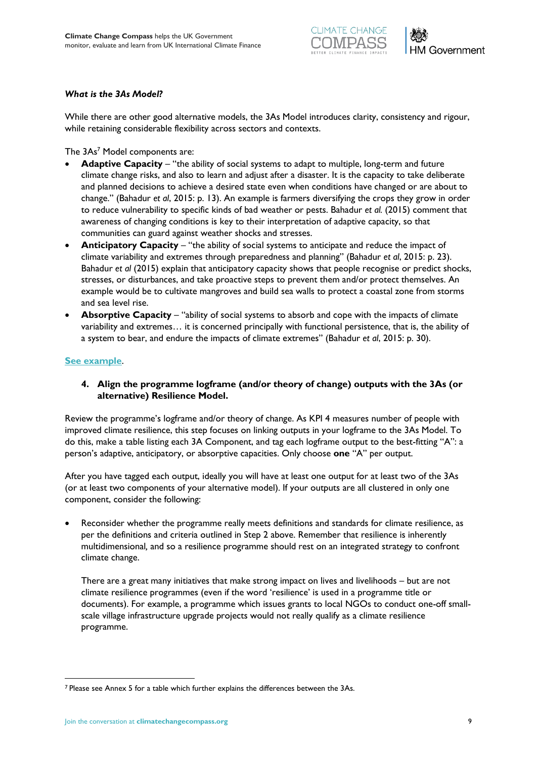***What is the 3As Model?***

While there are other good alternative models, the 3As Model introduces clarity, consistency and rigour, while retaining considerable flexibility across sectors and contexts.

The 3As[7] Model components are:

- **Adaptive Capacity** – "the ability of social systems to adapt to multiple, long-term and future climate change risks, and also to learn and adjust after a disaster. It is the capacity to take deliberate and planned decisions to achieve a desired state even when conditions have changed or are about to change." (Bahadur *et al*, 2015: p. 13). An example is farmers diversifying the crops they grow in order to reduce vulnerability to specific kinds of bad weather or pests. Bahadur *et al.* (2015) comment that awareness of changing conditions is key to their interpretation of adaptive capacity, so that communities can guard against weather shocks and stresses.
- **Anticipatory Capacity** – "the ability of social systems to anticipate and reduce the impact of climate variability and extremes through preparedness and planning" (Bahadur *et al*, 2015: p. 23). Bahadur *et al* (2015) explain that anticipatory capacity shows that people recognise or predict shocks, stresses, or disturbances, and take proactive steps to prevent them and/or protect themselves. An example would be to cultivate mangroves and build sea walls to protect a coastal zone from storms and sea level rise.
- **Absorptive Capacity** – "ability of social systems to absorb and cope with the impacts of climate variability and extremes… it is concerned principally with functional persistence, that is, the ability of a system to bear, and endure the impacts of climate extremes" (Bahadur *et al*, 2015: p. 30).

**See example**.

4. **Align the programme logframe (and/or theory of change) outputs with the 3As (or alternative) Resilience Model.**

Review the programme's logframe and/or theory of change. As KPI 4 measures number of people with improved climate resilience, this step focuses on linking outputs in your logframe to the 3As Model. To do this, make a table listing each 3A Component, and tag each logframe output to the best-fitting "A": a person's adaptive, anticipatory, or absorptive capacities. Only choose **one** "A" per output.

After you have tagged each output, ideally you will have at least one output for at least two of the 3As (or at least two components of your alternative model). If your outputs are all clustered in only one component, consider the following:

- Reconsider whether the programme really meets definitions and standards for climate resilience, as per the definitions and criteria outlined in Step 2 above. Remember that resilience is inherently multidimensional, and so a resilience programme should rest on an integrated strategy to confront climate change.

  There are a great many initiatives that make strong impact on lives and livelihoods – but are not climate resilience programmes (even if the word 'resilience' is used in a programme title or documents). For example, a programme which issues grants to local NGOs to conduct one-off small-scale village infrastructure upgrade projects would not really qualify as a climate resilience programme.

[7] Please see Annex 5 for a table which further explains the differences between the 3As.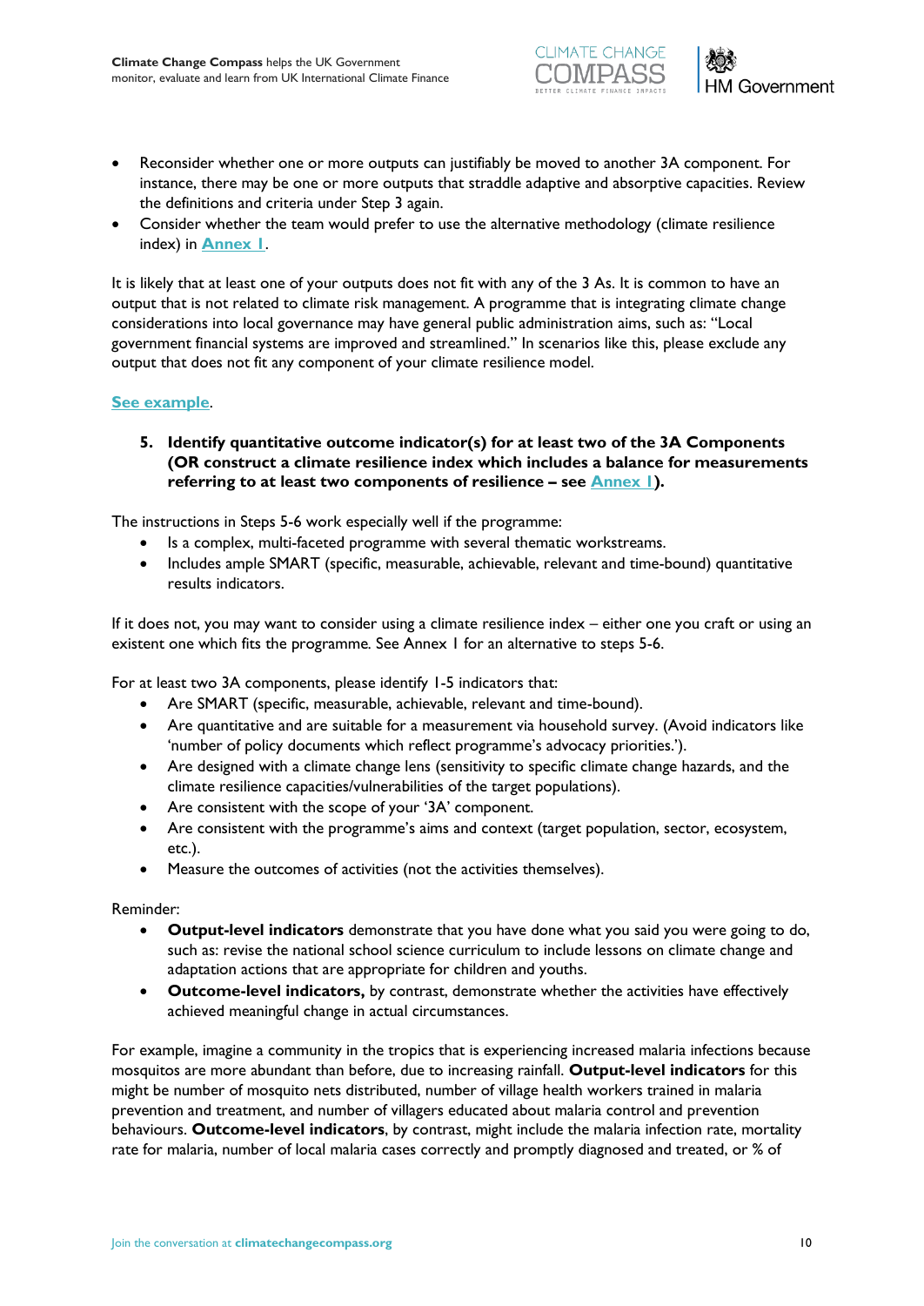- Reconsider whether one or more outputs can justifiably be moved to another 3A component. For instance, there may be one or more outputs that straddle adaptive and absorptive capacities. Review the definitions and criteria under Step 3 again.
- Consider whether the team would prefer to use the alternative methodology (climate resilience index) in **Annex 1**.

It is likely that at least one of your outputs does not fit with any of the 3 As. It is common to have an output that is not related to climate risk management. A programme that is integrating climate change considerations into local governance may have general public administration aims, such as: "Local government financial systems are improved and streamlined." In scenarios like this, please exclude any output that does not fit any component of your climate resilience model.

**See example**.

**5. Identify quantitative outcome indicator(s) for at least two of the 3A Components (OR construct a climate resilience index which includes a balance for measurements referring to at least two components of resilience – see Annex 1).**

The instructions in Steps 5-6 work especially well if the programme:

- Is a complex, multi-faceted programme with several thematic workstreams.
- Includes ample SMART (specific, measurable, achievable, relevant and time-bound) quantitative results indicators.

If it does not, you may want to consider using a climate resilience index – either one you craft or using an existent one which fits the programme. See Annex 1 for an alternative to steps 5-6.

For at least two 3A components, please identify 1-5 indicators that:

- Are SMART (specific, measurable, achievable, relevant and time-bound).
- Are quantitative and are suitable for a measurement via household survey. (Avoid indicators like 'number of policy documents which reflect programme's advocacy priorities.').
- Are designed with a climate change lens (sensitivity to specific climate change hazards, and the climate resilience capacities/vulnerabilities of the target populations).
- Are consistent with the scope of your '3A' component.
- Are consistent with the programme's aims and context (target population, sector, ecosystem, etc.).
- Measure the outcomes of activities (not the activities themselves).

Reminder:

- **Output-level indicators** demonstrate that you have done what you said you were going to do, such as: revise the national school science curriculum to include lessons on climate change and adaptation actions that are appropriate for children and youths.
- **Outcome-level indicators,** by contrast, demonstrate whether the activities have effectively achieved meaningful change in actual circumstances.

For example, imagine a community in the tropics that is experiencing increased malaria infections because mosquitos are more abundant than before, due to increasing rainfall. **Output-level indicators** for this might be number of mosquito nets distributed, number of village health workers trained in malaria prevention and treatment, and number of villagers educated about malaria control and prevention behaviours. **Outcome-level indicators**, by contrast, might include the malaria infection rate, mortality rate for malaria, number of local malaria cases correctly and promptly diagnosed and treated, or % of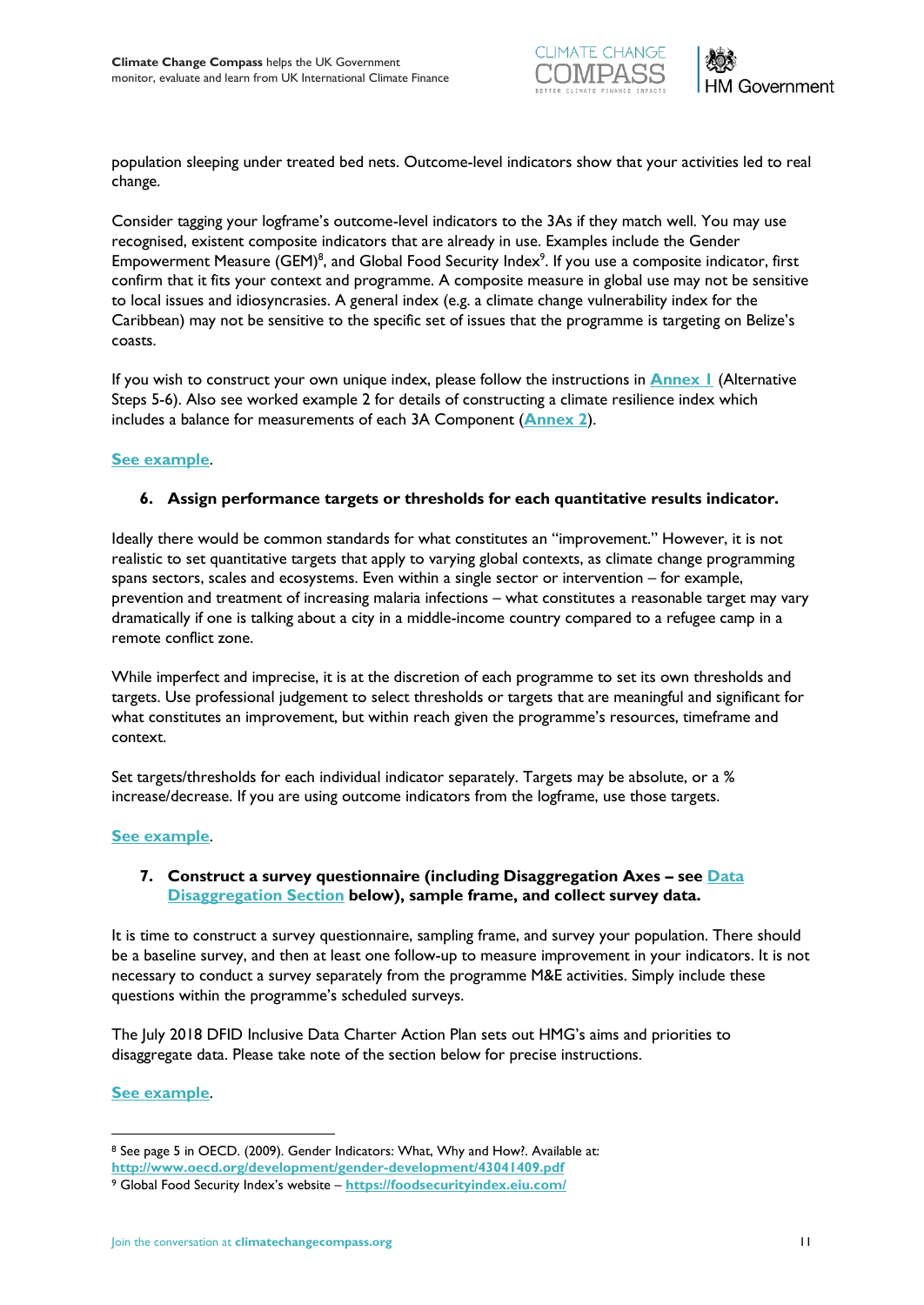population sleeping under treated bed nets. Outcome-level indicators show that your activities led to real change.

Consider tagging your logframe's outcome-level indicators to the 3As if they match well. You may use recognised, existent composite indicators that are already in use. Examples include the Gender Empowerment Measure (GEM)[8], and Global Food Security Index[9]. If you use a composite indicator, first confirm that it fits your context and programme. A composite measure in global use may not be sensitive to local issues and idiosyncrasies. A general index (e.g. a climate change vulnerability index for the Caribbean) may not be sensitive to the specific set of issues that the programme is targeting on Belize's coasts.

If you wish to construct your own unique index, please follow the instructions in **Annex 1** (Alternative Steps 5-6). Also see worked example 2 for details of constructing a climate resilience index which includes a balance for measurements of each 3A Component (**Annex 2**).

**See example**.

6. **Assign performance targets or thresholds for each quantitative results indicator.**

Ideally there would be common standards for what constitutes an "improvement." However, it is not realistic to set quantitative targets that apply to varying global contexts, as climate change programming spans sectors, scales and ecosystems. Even within a single sector or intervention – for example, prevention and treatment of increasing malaria infections – what constitutes a reasonable target may vary dramatically if one is talking about a city in a middle-income country compared to a refugee camp in a remote conflict zone.

While imperfect and imprecise, it is at the discretion of each programme to set its own thresholds and targets. Use professional judgement to select thresholds or targets that are meaningful and significant for what constitutes an improvement, but within reach given the programme's resources, timeframe and context.

Set targets/thresholds for each individual indicator separately. Targets may be absolute, or a % increase/decrease. If you are using outcome indicators from the logframe, use those targets.

**See example**.

7. **Construct a survey questionnaire (including Disaggregation Axes – see Data Disaggregation Section below), sample frame, and collect survey data.**

It is time to construct a survey questionnaire, sampling frame, and survey your population. There should be a baseline survey, and then at least one follow-up to measure improvement in your indicators. It is not necessary to conduct a survey separately from the programme M&E activities. Simply include these questions within the programme's scheduled surveys.

The July 2018 DFID Inclusive Data Charter Action Plan sets out HMG's aims and priorities to disaggregate data. Please take note of the section below for precise instructions.

**See example**.

---

[8] See page 5 in OECD. (2009). Gender Indicators: What, Why and How?. Available at: **http://www.oecd.org/development/gender-development/43041409.pdf**

[9] Global Food Security Index's website – **https://foodsecurityindex.eiu.com/**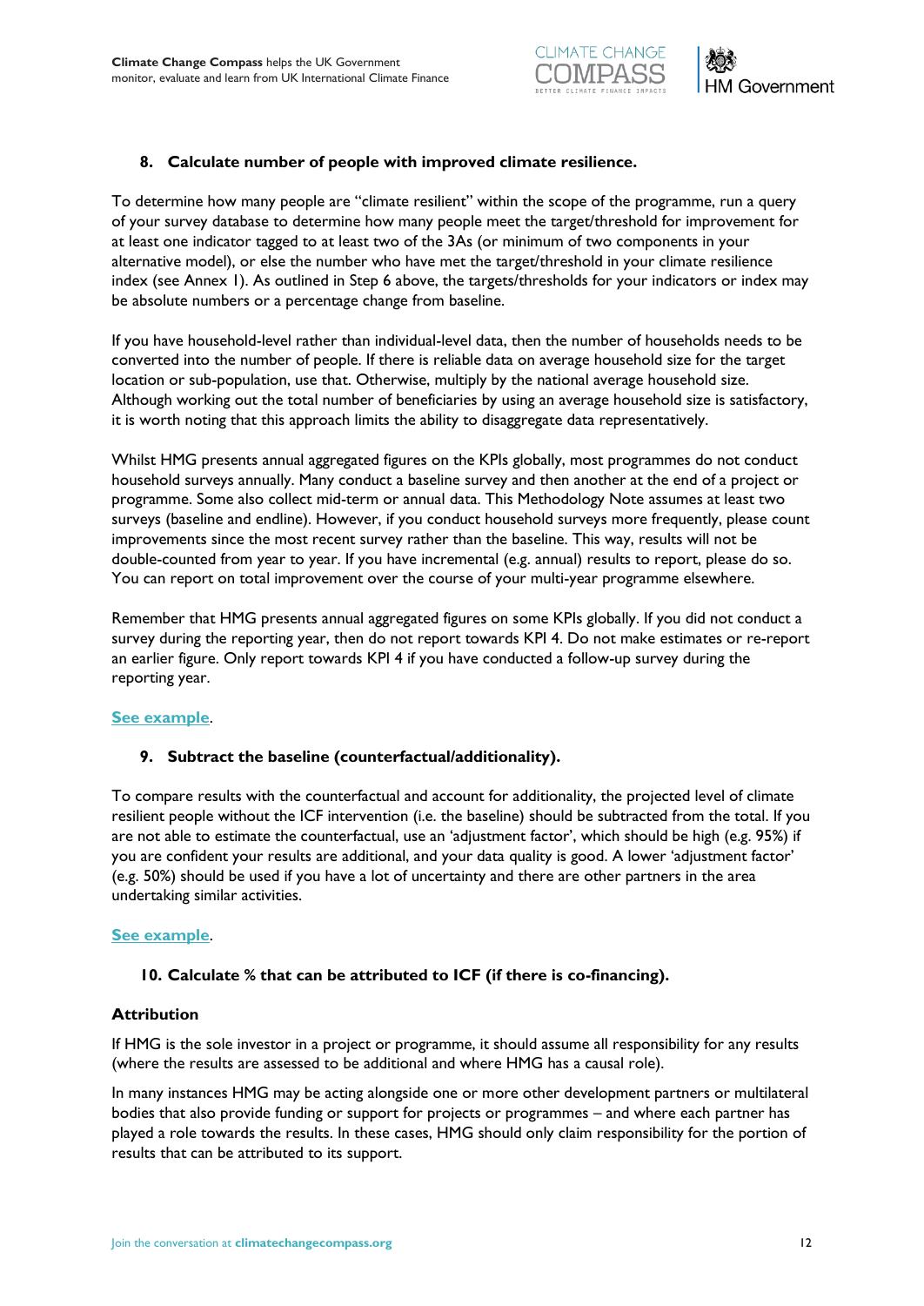## 8. Calculate number of people with improved climate resilience.

To determine how many people are "climate resilient" within the scope of the programme, run a query of your survey database to determine how many people meet the target/threshold for improvement for at least one indicator tagged to at least two of the 3As (or minimum of two components in your alternative model), or else the number who have met the target/threshold in your climate resilience index (see Annex 1). As outlined in Step 6 above, the targets/thresholds for your indicators or index may be absolute numbers or a percentage change from baseline.

If you have household-level rather than individual-level data, then the number of households needs to be converted into the number of people. If there is reliable data on average household size for the target location or sub-population, use that. Otherwise, multiply by the national average household size. Although working out the total number of beneficiaries by using an average household size is satisfactory, it is worth noting that this approach limits the ability to disaggregate data representatively.

Whilst HMG presents annual aggregated figures on the KPIs globally, most programmes do not conduct household surveys annually. Many conduct a baseline survey and then another at the end of a project or programme. Some also collect mid-term or annual data. This Methodology Note assumes at least two surveys (baseline and endline). However, if you conduct household surveys more frequently, please count improvements since the most recent survey rather than the baseline. This way, results will not be double-counted from year to year. If you have incremental (e.g. annual) results to report, please do so. You can report on total improvement over the course of your multi-year programme elsewhere.

Remember that HMG presents annual aggregated figures on some KPIs globally. If you did not conduct a survey during the reporting year, then do not report towards KPI 4. Do not make estimates or re-report an earlier figure. Only report towards KPI 4 if you have conducted a follow-up survey during the reporting year.

**See example.**

## 9. Subtract the baseline (counterfactual/additionality).

To compare results with the counterfactual and account for additionality, the projected level of climate resilient people without the ICF intervention (i.e. the baseline) should be subtracted from the total. If you are not able to estimate the counterfactual, use an 'adjustment factor', which should be high (e.g. 95%) if you are confident your results are additional, and your data quality is good. A lower 'adjustment factor' (e.g. 50%) should be used if you have a lot of uncertainty and there are other partners in the area undertaking similar activities.

**See example.**

## 10. Calculate % that can be attributed to ICF (if there is co-financing).

### Attribution

If HMG is the sole investor in a project or programme, it should assume all responsibility for any results (where the results are assessed to be additional and where HMG has a causal role).

In many instances HMG may be acting alongside one or more other development partners or multilateral bodies that also provide funding or support for projects or programmes – and where each partner has played a role towards the results. In these cases, HMG should only claim responsibility for the portion of results that can be attributed to its support.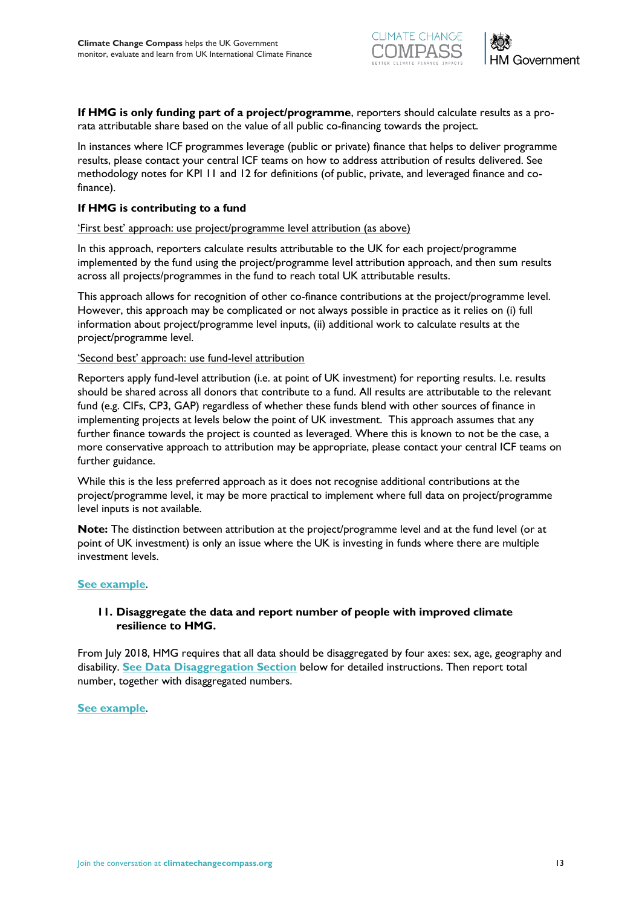**If HMG is only funding part of a project/programme**, reporters should calculate results as a pro-rata attributable share based on the value of all public co-financing towards the project.

In instances where ICF programmes leverage (public or private) finance that helps to deliver programme results, please contact your central ICF teams on how to address attribution of results delivered. See methodology notes for KPI 11 and 12 for definitions (of public, private, and leveraged finance and co-finance).

**If HMG is contributing to a fund**

'First best' approach: use project/programme level attribution (as above)

In this approach, reporters calculate results attributable to the UK for each project/programme implemented by the fund using the project/programme level attribution approach, and then sum results across all projects/programmes in the fund to reach total UK attributable results.

This approach allows for recognition of other co-finance contributions at the project/programme level. However, this approach may be complicated or not always possible in practice as it relies on (i) full information about project/programme level inputs, (ii) additional work to calculate results at the project/programme level.

'Second best' approach: use fund-level attribution

Reporters apply fund-level attribution (i.e. at point of UK investment) for reporting results. I.e. results should be shared across all donors that contribute to a fund. All results are attributable to the relevant fund (e.g. CIFs, CP3, GAP) regardless of whether these funds blend with other sources of finance in implementing projects at levels below the point of UK investment. This approach assumes that any further finance towards the project is counted as leveraged. Where this is known to not be the case, a more conservative approach to attribution may be appropriate, please contact your central ICF teams on further guidance.

While this is the less preferred approach as it does not recognise additional contributions at the project/programme level, it may be more practical to implement where full data on project/programme level inputs is not available.

**Note:** The distinction between attribution at the project/programme level and at the fund level (or at point of UK investment) is only an issue where the UK is investing in funds where there are multiple investment levels.

**See example**.

### 11. Disaggregate the data and report number of people with improved climate resilience to HMG.

From July 2018, HMG requires that all data should be disaggregated by four axes: sex, age, geography and disability. **See Data Disaggregation Section** below for detailed instructions. Then report total number, together with disaggregated numbers.

**See example**.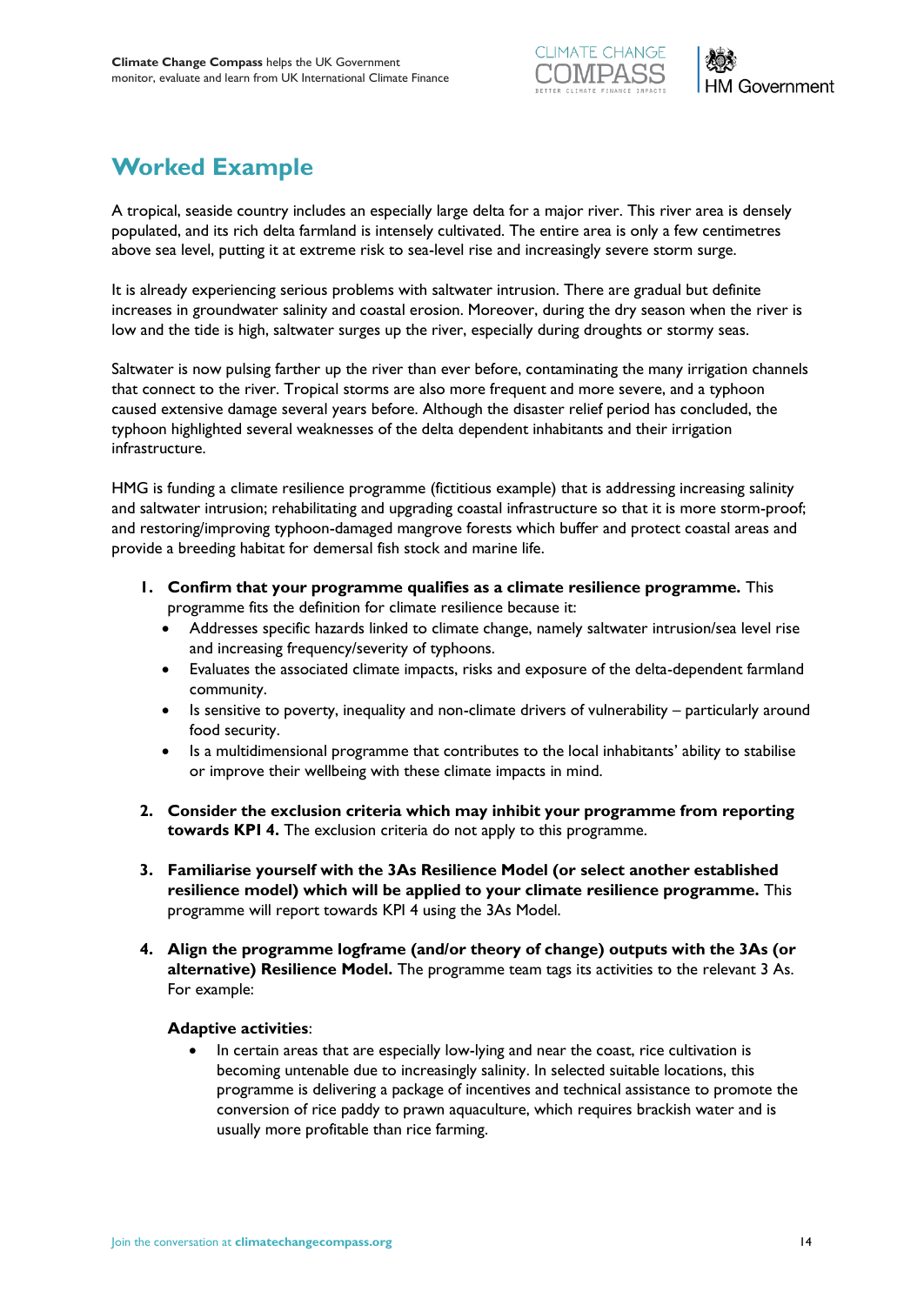## Worked Example

A tropical, seaside country includes an especially large delta for a major river. This river area is densely populated, and its rich delta farmland is intensely cultivated. The entire area is only a few centimetres above sea level, putting it at extreme risk to sea-level rise and increasingly severe storm surge.

It is already experiencing serious problems with saltwater intrusion. There are gradual but definite increases in groundwater salinity and coastal erosion. Moreover, during the dry season when the river is low and the tide is high, saltwater surges up the river, especially during droughts or stormy seas.

Saltwater is now pulsing farther up the river than ever before, contaminating the many irrigation channels that connect to the river. Tropical storms are also more frequent and more severe, and a typhoon caused extensive damage several years before. Although the disaster relief period has concluded, the typhoon highlighted several weaknesses of the delta dependent inhabitants and their irrigation infrastructure.

HMG is funding a climate resilience programme (fictitious example) that is addressing increasing salinity and saltwater intrusion; rehabilitating and upgrading coastal infrastructure so that it is more storm-proof; and restoring/improving typhoon-damaged mangrove forests which buffer and protect coastal areas and provide a breeding habitat for demersal fish stock and marine life.

1. **Confirm that your programme qualifies as a climate resilience programme.** This programme fits the definition for climate resilience because it:
   - Addresses specific hazards linked to climate change, namely saltwater intrusion/sea level rise and increasing frequency/severity of typhoons.
   - Evaluates the associated climate impacts, risks and exposure of the delta-dependent farmland community.
   - Is sensitive to poverty, inequality and non-climate drivers of vulnerability – particularly around food security.
   - Is a multidimensional programme that contributes to the local inhabitants' ability to stabilise or improve their wellbeing with these climate impacts in mind.

2. **Consider the exclusion criteria which may inhibit your programme from reporting towards KPI 4.** The exclusion criteria do not apply to this programme.

3. **Familiarise yourself with the 3As Resilience Model (or select another established resilience model) which will be applied to your climate resilience programme.** This programme will report towards KPI 4 using the 3As Model.

4. **Align the programme logframe (and/or theory of change) outputs with the 3As (or alternative) Resilience Model.** The programme team tags its activities to the relevant 3 As. For example:

   **Adaptive activities**:

   - In certain areas that are especially low-lying and near the coast, rice cultivation is becoming untenable due to increasingly salinity. In selected suitable locations, this programme is delivering a package of incentives and technical assistance to promote the conversion of rice paddy to prawn aquaculture, which requires brackish water and is usually more profitable than rice farming.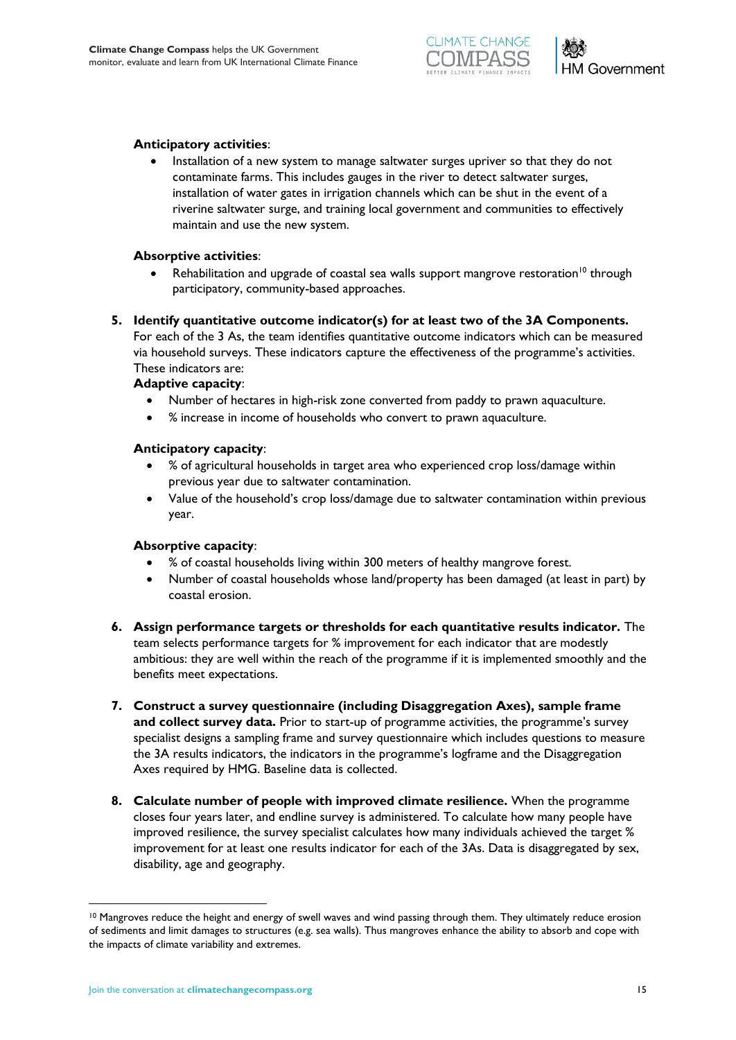**Anticipatory activities**:

- Installation of a new system to manage saltwater surges upriver so that they do not contaminate farms. This includes gauges in the river to detect saltwater surges, installation of water gates in irrigation channels which can be shut in the event of a riverine saltwater surge, and training local government and communities to effectively maintain and use the new system.

**Absorptive activities**:

- Rehabilitation and upgrade of coastal sea walls support mangrove restoration[10] through participatory, community-based approaches.

5. **Identify quantitative outcome indicator(s) for at least two of the 3A Components.** For each of the 3 As, the team identifies quantitative outcome indicators which can be measured via household surveys. These indicators capture the effectiveness of the programme's activities. These indicators are:

   **Adaptive capacity**:
   - Number of hectares in high-risk zone converted from paddy to prawn aquaculture.
   - % increase in income of households who convert to prawn aquaculture.

   **Anticipatory capacity**:
   - % of agricultural households in target area who experienced crop loss/damage within previous year due to saltwater contamination.
   - Value of the household's crop loss/damage due to saltwater contamination within previous year.

   **Absorptive capacity**:
   - % of coastal households living within 300 meters of healthy mangrove forest.
   - Number of coastal households whose land/property has been damaged (at least in part) by coastal erosion.

6. **Assign performance targets or thresholds for each quantitative results indicator.** The team selects performance targets for % improvement for each indicator that are modestly ambitious: they are well within the reach of the programme if it is implemented smoothly and the benefits meet expectations.

7. **Construct a survey questionnaire (including Disaggregation Axes), sample frame and collect survey data.** Prior to start-up of programme activities, the programme's survey specialist designs a sampling frame and survey questionnaire which includes questions to measure the 3A results indicators, the indicators in the programme's logframe and the Disaggregation Axes required by HMG. Baseline data is collected.

8. **Calculate number of people with improved climate resilience.** When the programme closes four years later, and endline survey is administered. To calculate how many people have improved resilience, the survey specialist calculates how many individuals achieved the target % improvement for at least one results indicator for each of the 3As. Data is disaggregated by sex, disability, age and geography.

---

[10] Mangroves reduce the height and energy of swell waves and wind passing through them. They ultimately reduce erosion of sediments and limit damages to structures (e.g. sea walls). Thus mangroves enhance the ability to absorb and cope with the impacts of climate variability and extremes.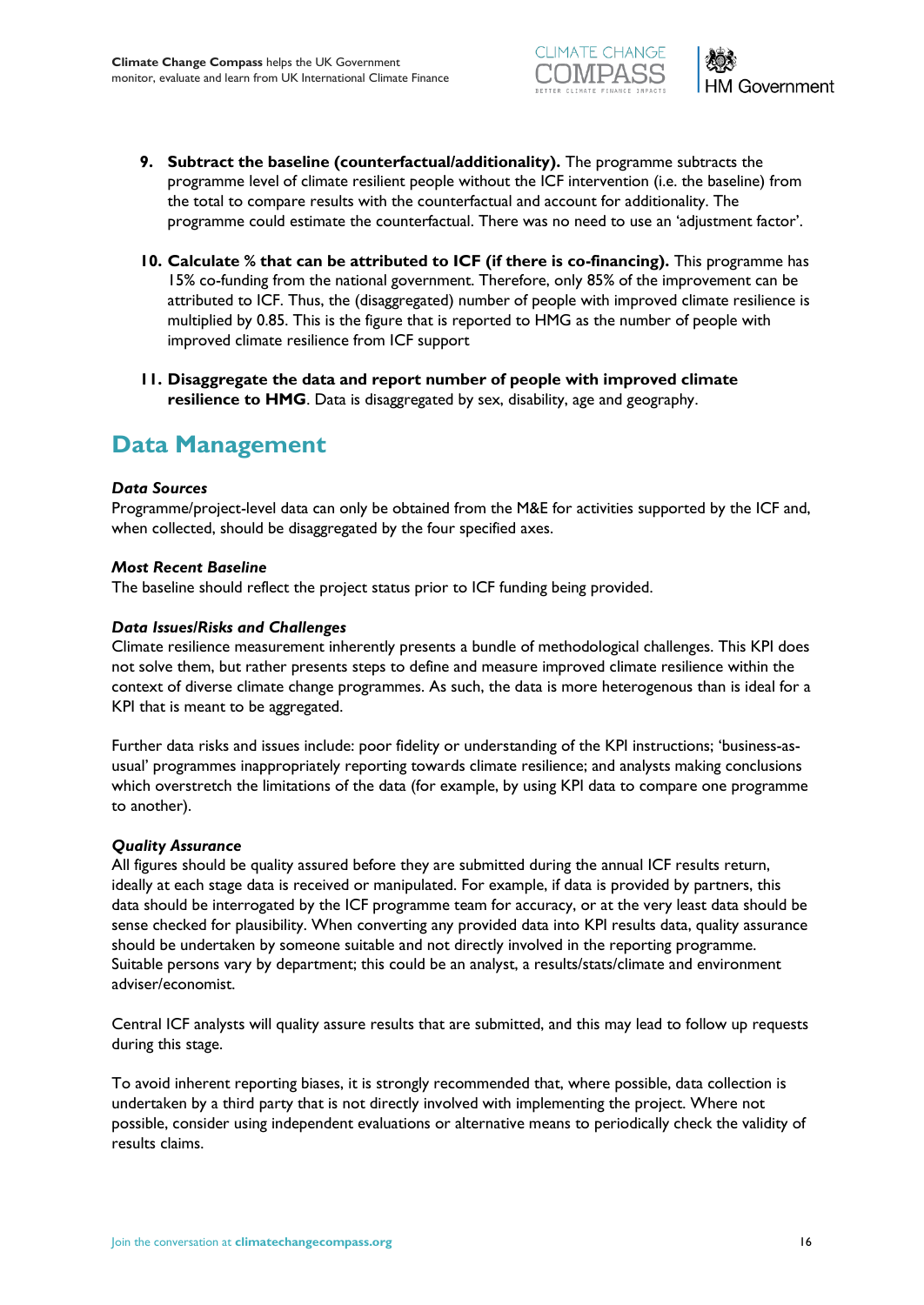9. **Subtract the baseline (counterfactual/additionality).** The programme subtracts the programme level of climate resilient people without the ICF intervention (i.e. the baseline) from the total to compare results with the counterfactual and account for additionality. The programme could estimate the counterfactual. There was no need to use an 'adjustment factor'.

10. **Calculate % that can be attributed to ICF (if there is co-financing).** This programme has 15% co-funding from the national government. Therefore, only 85% of the improvement can be attributed to ICF. Thus, the (disaggregated) number of people with improved climate resilience is multiplied by 0.85. This is the figure that is reported to HMG as the number of people with improved climate resilience from ICF support

11. **Disaggregate the data and report number of people with improved climate resilience to HMG**. Data is disaggregated by sex, disability, age and geography.

## Data Management

***Data Sources***

Programme/project-level data can only be obtained from the M&E for activities supported by the ICF and, when collected, should be disaggregated by the four specified axes.

***Most Recent Baseline***

The baseline should reflect the project status prior to ICF funding being provided.

***Data Issues/Risks and Challenges***

Climate resilience measurement inherently presents a bundle of methodological challenges. This KPI does not solve them, but rather presents steps to define and measure improved climate resilience within the context of diverse climate change programmes. As such, the data is more heterogenous than is ideal for a KPI that is meant to be aggregated.

Further data risks and issues include: poor fidelity or understanding of the KPI instructions; 'business-as-usual' programmes inappropriately reporting towards climate resilience; and analysts making conclusions which overstretch the limitations of the data (for example, by using KPI data to compare one programme to another).

***Quality Assurance***

All figures should be quality assured before they are submitted during the annual ICF results return, ideally at each stage data is received or manipulated. For example, if data is provided by partners, this data should be interrogated by the ICF programme team for accuracy, or at the very least data should be sense checked for plausibility. When converting any provided data into KPI results data, quality assurance should be undertaken by someone suitable and not directly involved in the reporting programme. Suitable persons vary by department; this could be an analyst, a results/stats/climate and environment adviser/economist.

Central ICF analysts will quality assure results that are submitted, and this may lead to follow up requests during this stage.

To avoid inherent reporting biases, it is strongly recommended that, where possible, data collection is undertaken by a third party that is not directly involved with implementing the project. Where not possible, consider using independent evaluations or alternative means to periodically check the validity of results claims.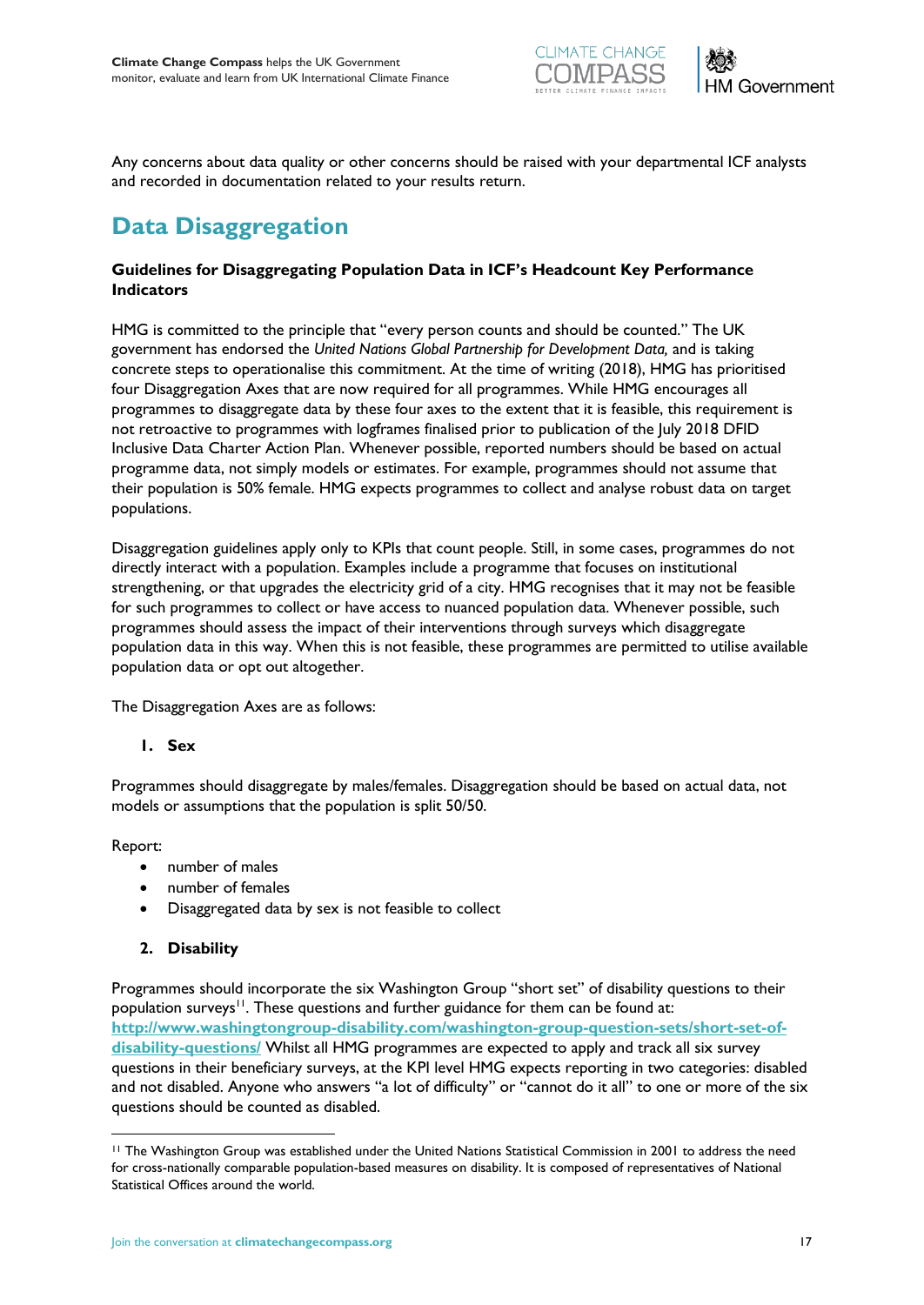Any concerns about data quality or other concerns should be raised with your departmental ICF analysts and recorded in documentation related to your results return.

## Data Disaggregation

### Guidelines for Disaggregating Population Data in ICF's Headcount Key Performance Indicators

HMG is committed to the principle that "every person counts and should be counted." The UK government has endorsed the *United Nations Global Partnership for Development Data,* and is taking concrete steps to operationalise this commitment. At the time of writing (2018), HMG has prioritised four Disaggregation Axes that are now required for all programmes. While HMG encourages all programmes to disaggregate data by these four axes to the extent that it is feasible, this requirement is not retroactive to programmes with logframes finalised prior to publication of the July 2018 DFID Inclusive Data Charter Action Plan. Whenever possible, reported numbers should be based on actual programme data, not simply models or estimates. For example, programmes should not assume that their population is 50% female. HMG expects programmes to collect and analyse robust data on target populations.

Disaggregation guidelines apply only to KPIs that count people. Still, in some cases, programmes do not directly interact with a population. Examples include a programme that focuses on institutional strengthening, or that upgrades the electricity grid of a city. HMG recognises that it may not be feasible for such programmes to collect or have access to nuanced population data. Whenever possible, such programmes should assess the impact of their interventions through surveys which disaggregate population data in this way. When this is not feasible, these programmes are permitted to utilise available population data or opt out altogether.

The Disaggregation Axes are as follows:

1. **Sex**

Programmes should disaggregate by males/females. Disaggregation should be based on actual data, not models or assumptions that the population is split 50/50.

Report:

- number of males
- number of females
- Disaggregated data by sex is not feasible to collect

2. **Disability**

Programmes should incorporate the six Washington Group "short set" of disability questions to their population surveys[11]. These questions and further guidance for them can be found at: **http://www.washingtongroup-disability.com/washington-group-question-sets/short-set-of-disability-questions/** Whilst all HMG programmes are expected to apply and track all six survey questions in their beneficiary surveys, at the KPI level HMG expects reporting in two categories: disabled and not disabled. Anyone who answers "a lot of difficulty" or "cannot do it all" to one or more of the six questions should be counted as disabled.

[11] The Washington Group was established under the United Nations Statistical Commission in 2001 to address the need for cross-nationally comparable population-based measures on disability. It is composed of representatives of National Statistical Offices around the world.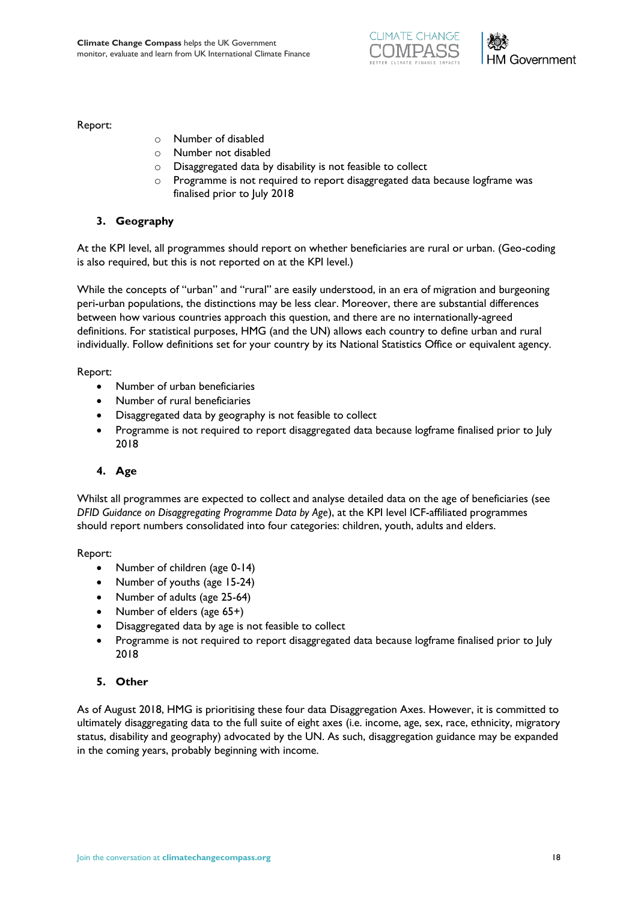Report:

- Number of disabled
- Number not disabled
- Disaggregated data by disability is not feasible to collect
- Programme is not required to report disaggregated data because logframe was finalised prior to July 2018

### 3. Geography

At the KPI level, all programmes should report on whether beneficiaries are rural or urban. (Geo-coding is also required, but this is not reported on at the KPI level.)

While the concepts of "urban" and "rural" are easily understood, in an era of migration and burgeoning peri-urban populations, the distinctions may be less clear. Moreover, there are substantial differences between how various countries approach this question, and there are no internationally-agreed definitions. For statistical purposes, HMG (and the UN) allows each country to define urban and rural individually. Follow definitions set for your country by its National Statistics Office or equivalent agency.

Report:

- Number of urban beneficiaries
- Number of rural beneficiaries
- Disaggregated data by geography is not feasible to collect
- Programme is not required to report disaggregated data because logframe finalised prior to July 2018

### 4. Age

Whilst all programmes are expected to collect and analyse detailed data on the age of beneficiaries (see *DFID Guidance on Disaggregating Programme Data by Age*), at the KPI level ICF-affiliated programmes should report numbers consolidated into four categories: children, youth, adults and elders.

Report:

- Number of children (age 0-14)
- Number of youths (age 15-24)
- Number of adults (age 25-64)
- Number of elders (age 65+)
- Disaggregated data by age is not feasible to collect
- Programme is not required to report disaggregated data because logframe finalised prior to July 2018

### 5. Other

As of August 2018, HMG is prioritising these four data Disaggregation Axes. However, it is committed to ultimately disaggregating data to the full suite of eight axes (i.e. income, age, sex, race, ethnicity, migratory status, disability and geography) advocated by the UN. As such, disaggregation guidance may be expanded in the coming years, probably beginning with income.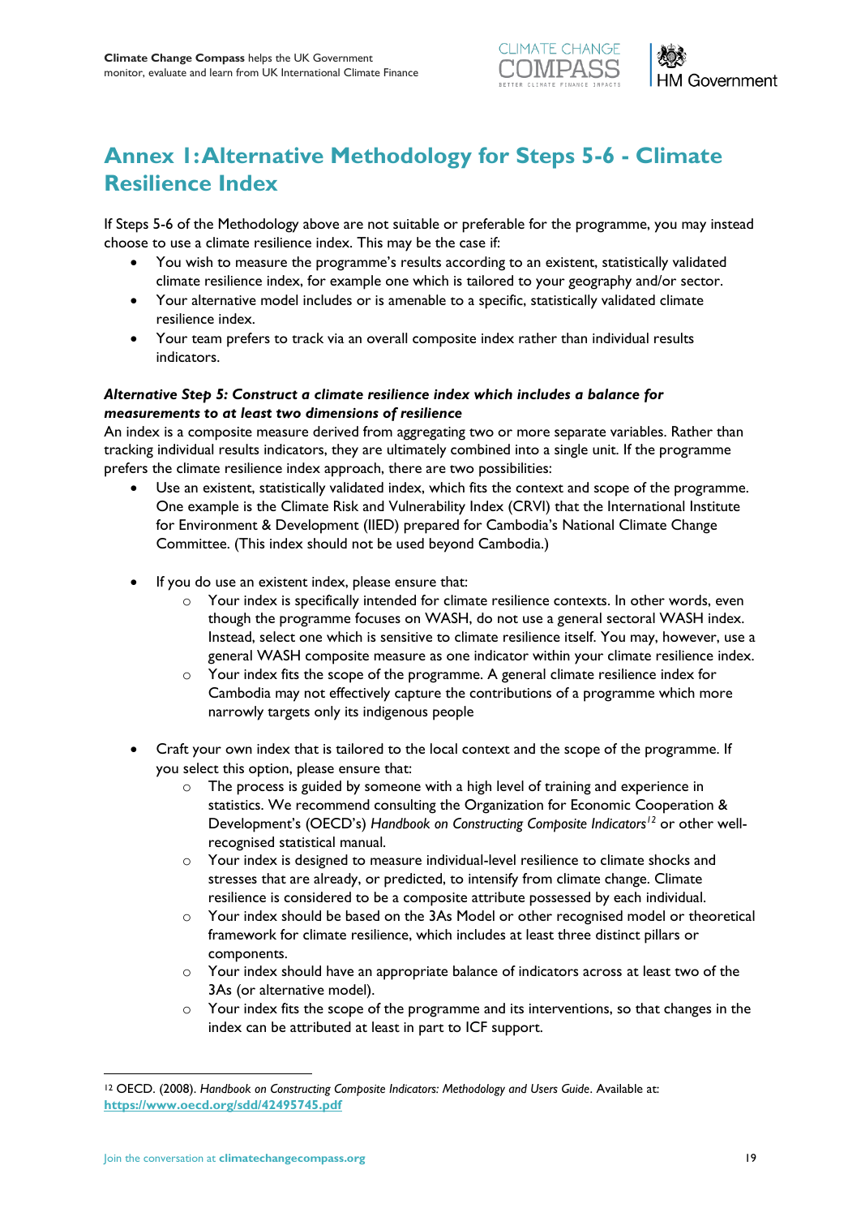# Annex 1: Alternative Methodology for Steps 5-6 - Climate Resilience Index

If Steps 5-6 of the Methodology above are not suitable or preferable for the programme, you may instead choose to use a climate resilience index. This may be the case if:

- You wish to measure the programme's results according to an existent, statistically validated climate resilience index, for example one which is tailored to your geography and/or sector.
- Your alternative model includes or is amenable to a specific, statistically validated climate resilience index.
- Your team prefers to track via an overall composite index rather than individual results indicators.

***Alternative Step 5: Construct a climate resilience index which includes a balance for measurements to at least two dimensions of resilience***

An index is a composite measure derived from aggregating two or more separate variables. Rather than tracking individual results indicators, they are ultimately combined into a single unit. If the programme prefers the climate resilience index approach, there are two possibilities:

- Use an existent, statistically validated index, which fits the context and scope of the programme. One example is the Climate Risk and Vulnerability Index (CRVI) that the International Institute for Environment & Development (IIED) prepared for Cambodia's National Climate Change Committee. (This index should not be used beyond Cambodia.)

- If you do use an existent index, please ensure that:
    - Your index is specifically intended for climate resilience contexts. In other words, even though the programme focuses on WASH, do not use a general sectoral WASH index. Instead, select one which is sensitive to climate resilience itself. You may, however, use a general WASH composite measure as one indicator within your climate resilience index.
    - Your index fits the scope of the programme. A general climate resilience index for Cambodia may not effectively capture the contributions of a programme which more narrowly targets only its indigenous people

- Craft your own index that is tailored to the local context and the scope of the programme. If you select this option, please ensure that:
    - The process is guided by someone with a high level of training and experience in statistics. We recommend consulting the Organization for Economic Cooperation & Development's (OECD's) *Handbook on Constructing Composite Indicators*[12] or other well-recognised statistical manual.
    - Your index is designed to measure individual-level resilience to climate shocks and stresses that are already, or predicted, to intensify from climate change. Climate resilience is considered to be a composite attribute possessed by each individual.
    - Your index should be based on the 3As Model or other recognised model or theoretical framework for climate resilience, which includes at least three distinct pillars or components.
    - Your index should have an appropriate balance of indicators across at least two of the 3As (or alternative model).
    - Your index fits the scope of the programme and its interventions, so that changes in the index can be attributed at least in part to ICF support.

---

[12] OECD. (2008). *Handbook on Constructing Composite Indicators: Methodology and Users Guide*. Available at: https://www.oecd.org/sdd/42495745.pdf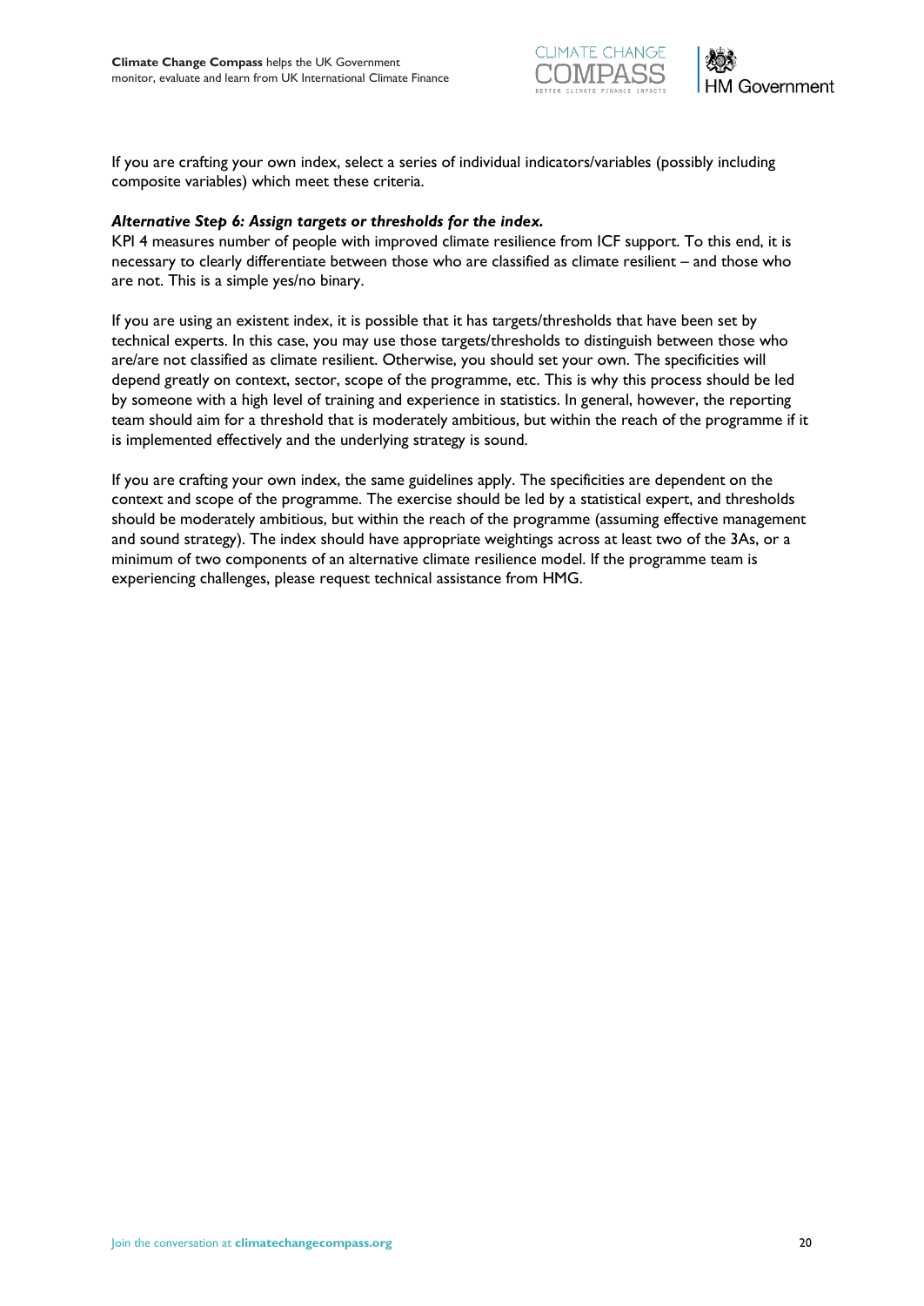If you are crafting your own index, select a series of individual indicators/variables (possibly including composite variables) which meet these criteria.

***Alternative Step 6: Assign targets or thresholds for the index.***

KPI 4 measures number of people with improved climate resilience from ICF support. To this end, it is necessary to clearly differentiate between those who are classified as climate resilient – and those who are not. This is a simple yes/no binary.

If you are using an existent index, it is possible that it has targets/thresholds that have been set by technical experts. In this case, you may use those targets/thresholds to distinguish between those who are/are not classified as climate resilient. Otherwise, you should set your own. The specificities will depend greatly on context, sector, scope of the programme, etc. This is why this process should be led by someone with a high level of training and experience in statistics. In general, however, the reporting team should aim for a threshold that is moderately ambitious, but within the reach of the programme if it is implemented effectively and the underlying strategy is sound.

If you are crafting your own index, the same guidelines apply. The specificities are dependent on the context and scope of the programme. The exercise should be led by a statistical expert, and thresholds should be moderately ambitious, but within the reach of the programme (assuming effective management and sound strategy). The index should have appropriate weightings across at least two of the 3As, or a minimum of two components of an alternative climate resilience model. If the programme team is experiencing challenges, please request technical assistance from HMG.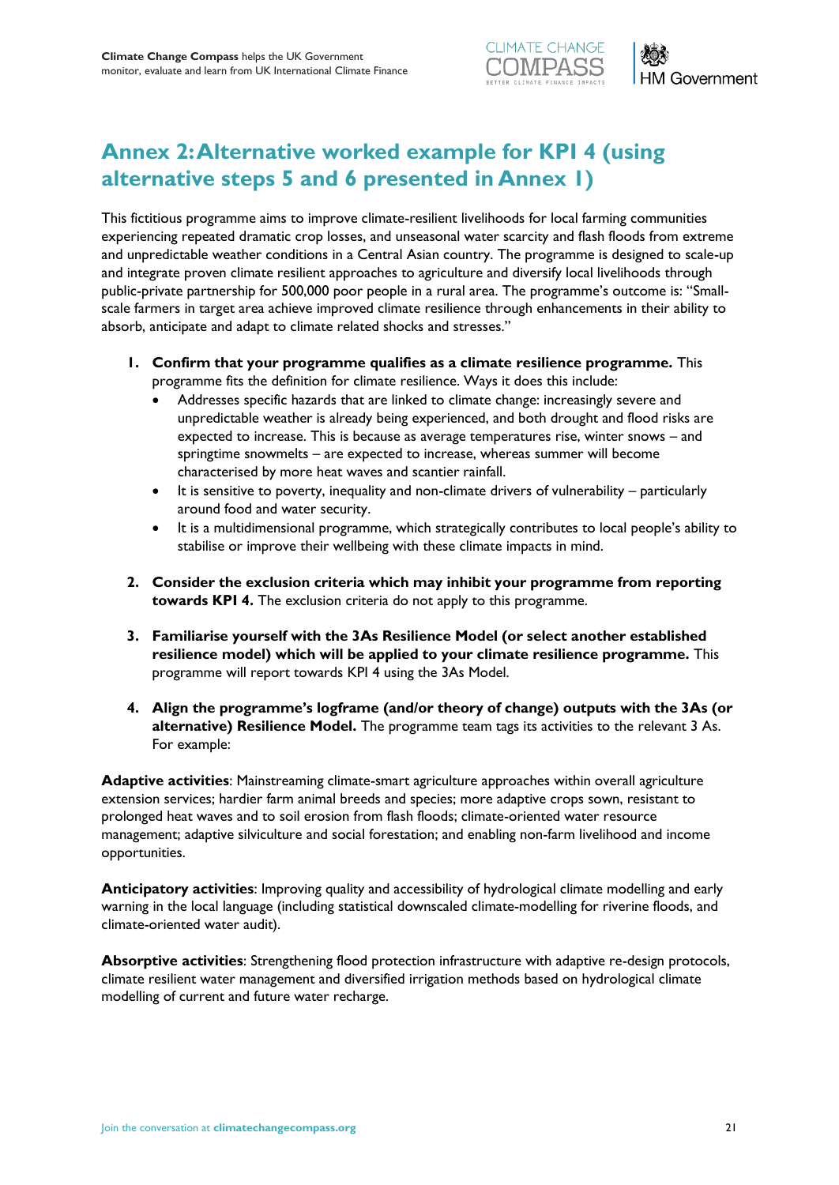# Annex 2: Alternative worked example for KPI 4 (using alternative steps 5 and 6 presented in Annex 1)

This fictitious programme aims to improve climate-resilient livelihoods for local farming communities experiencing repeated dramatic crop losses, and unseasonal water scarcity and flash floods from extreme and unpredictable weather conditions in a Central Asian country. The programme is designed to scale-up and integrate proven climate resilient approaches to agriculture and diversify local livelihoods through public-private partnership for 500,000 poor people in a rural area. The programme's outcome is: "Small-scale farmers in target area achieve improved climate resilience through enhancements in their ability to absorb, anticipate and adapt to climate related shocks and stresses."

1. **Confirm that your programme qualifies as a climate resilience programme.** This programme fits the definition for climate resilience. Ways it does this include:
   - Addresses specific hazards that are linked to climate change: increasingly severe and unpredictable weather is already being experienced, and both drought and flood risks are expected to increase. This is because as average temperatures rise, winter snows – and springtime snowmelts – are expected to increase, whereas summer will become characterised by more heat waves and scantier rainfall.
   - It is sensitive to poverty, inequality and non-climate drivers of vulnerability – particularly around food and water security.
   - It is a multidimensional programme, which strategically contributes to local people's ability to stabilise or improve their wellbeing with these climate impacts in mind.
2. **Consider the exclusion criteria which may inhibit your programme from reporting towards KPI 4.** The exclusion criteria do not apply to this programme.
3. **Familiarise yourself with the 3As Resilience Model (or select another established resilience model) which will be applied to your climate resilience programme.** This programme will report towards KPI 4 using the 3As Model.
4. **Align the programme's logframe (and/or theory of change) outputs with the 3As (or alternative) Resilience Model.** The programme team tags its activities to the relevant 3 As. For example:

**Adaptive activities**: Mainstreaming climate-smart agriculture approaches within overall agriculture extension services; hardier farm animal breeds and species; more adaptive crops sown, resistant to prolonged heat waves and to soil erosion from flash floods; climate-oriented water resource management; adaptive silviculture and social forestation; and enabling non-farm livelihood and income opportunities.

**Anticipatory activities**: Improving quality and accessibility of hydrological climate modelling and early warning in the local language (including statistical downscaled climate-modelling for riverine floods, and climate-oriented water audit).

**Absorptive activities**: Strengthening flood protection infrastructure with adaptive re-design protocols, climate resilient water management and diversified irrigation methods based on hydrological climate modelling of current and future water recharge.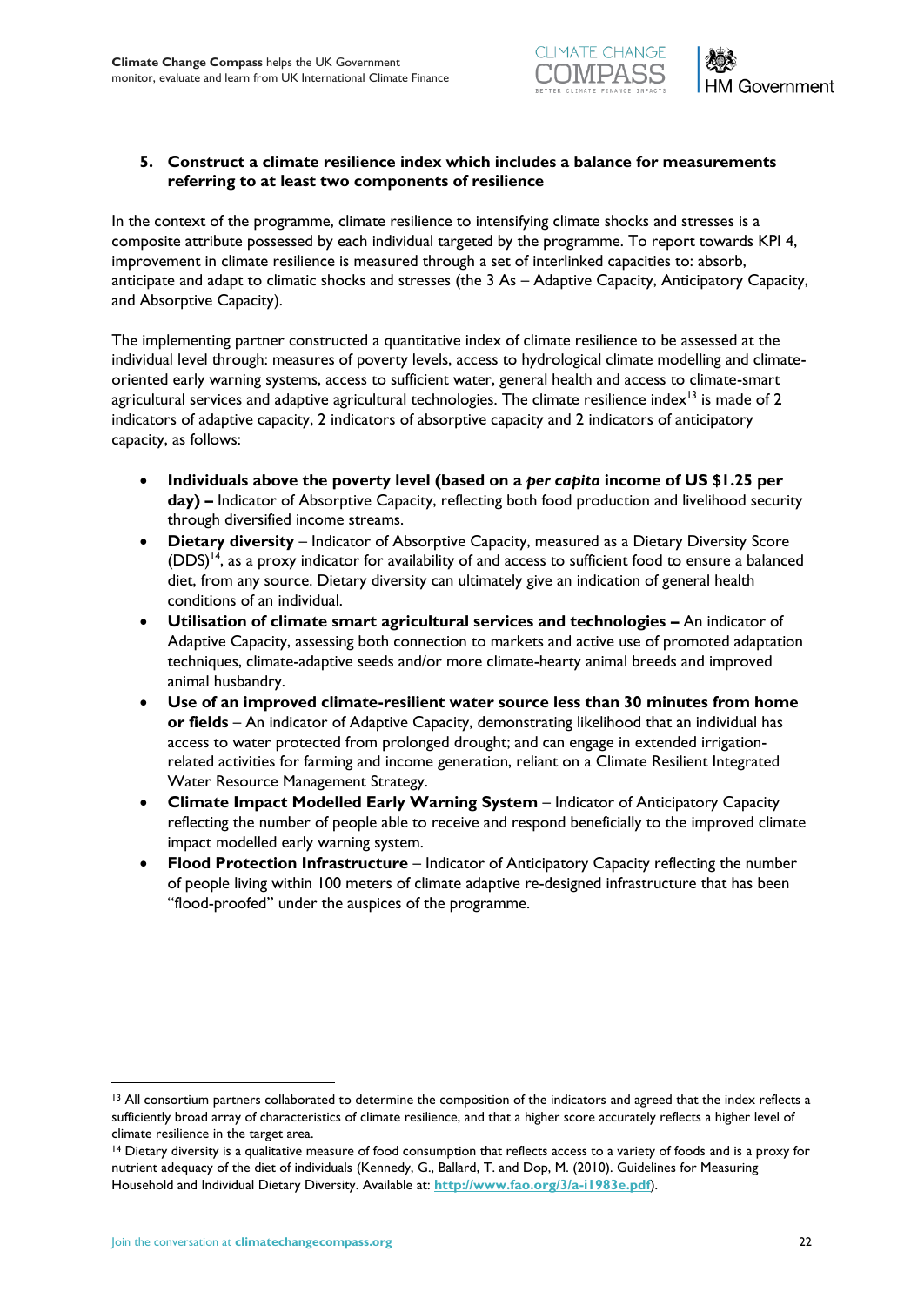### 5. Construct a climate resilience index which includes a balance for measurements referring to at least two components of resilience

In the context of the programme, climate resilience to intensifying climate shocks and stresses is a composite attribute possessed by each individual targeted by the programme. To report towards KPI 4, improvement in climate resilience is measured through a set of interlinked capacities to: absorb, anticipate and adapt to climatic shocks and stresses (the 3 As – Adaptive Capacity, Anticipatory Capacity, and Absorptive Capacity).

The implementing partner constructed a quantitative index of climate resilience to be assessed at the individual level through: measures of poverty levels, access to hydrological climate modelling and climate-oriented early warning systems, access to sufficient water, general health and access to climate-smart agricultural services and adaptive agricultural technologies. The climate resilience index[13] is made of 2 indicators of adaptive capacity, 2 indicators of absorptive capacity and 2 indicators of anticipatory capacity, as follows:

- **Individuals above the poverty level (based on a *per capita* income of US $1.25 per day) –** Indicator of Absorptive Capacity, reflecting both food production and livelihood security through diversified income streams.
- **Dietary diversity** – Indicator of Absorptive Capacity, measured as a Dietary Diversity Score (DDS)[14], as a proxy indicator for availability of and access to sufficient food to ensure a balanced diet, from any source. Dietary diversity can ultimately give an indication of general health conditions of an individual.
- **Utilisation of climate smart agricultural services and technologies –** An indicator of Adaptive Capacity, assessing both connection to markets and active use of promoted adaptation techniques, climate-adaptive seeds and/or more climate-hearty animal breeds and improved animal husbandry.
- **Use of an improved climate-resilient water source less than 30 minutes from home or fields** – An indicator of Adaptive Capacity, demonstrating likelihood that an individual has access to water protected from prolonged drought; and can engage in extended irrigation-related activities for farming and income generation, reliant on a Climate Resilient Integrated Water Resource Management Strategy.
- **Climate Impact Modelled Early Warning System** – Indicator of Anticipatory Capacity reflecting the number of people able to receive and respond beneficially to the improved climate impact modelled early warning system.
- **Flood Protection Infrastructure** – Indicator of Anticipatory Capacity reflecting the number of people living within 100 meters of climate adaptive re-designed infrastructure that has been "flood-proofed" under the auspices of the programme.

---

[13] All consortium partners collaborated to determine the composition of the indicators and agreed that the index reflects a sufficiently broad array of characteristics of climate resilience, and that a higher score accurately reflects a higher level of climate resilience in the target area.

[14] Dietary diversity is a qualitative measure of food consumption that reflects access to a variety of foods and is a proxy for nutrient adequacy of the diet of individuals (Kennedy, G., Ballard, T. and Dop, M. (2010). Guidelines for Measuring Household and Individual Dietary Diversity. Available at: **http://www.fao.org/3/a-i1983e.pdf**).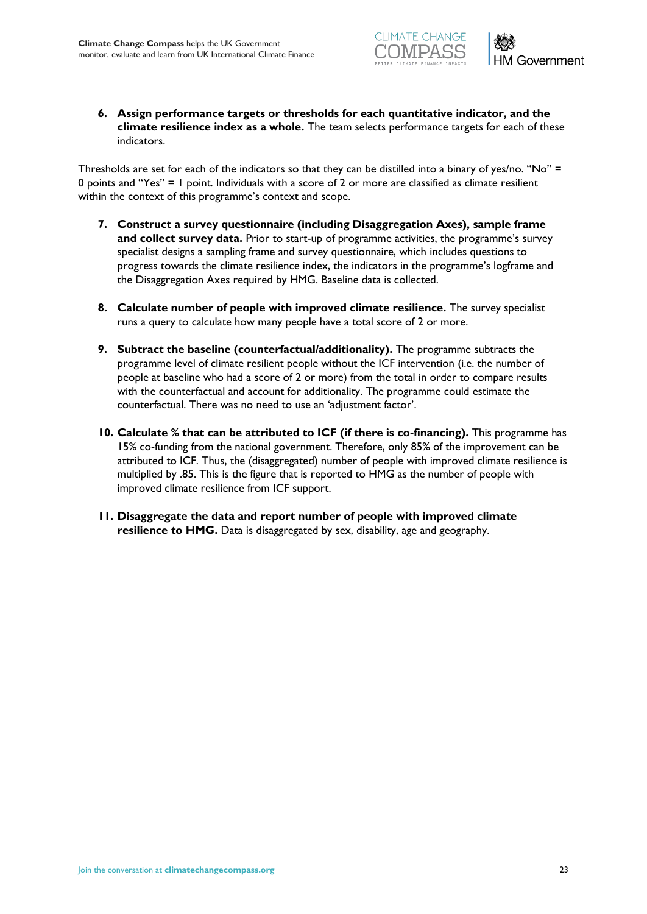6. **Assign performance targets or thresholds for each quantitative indicator, and the climate resilience index as a whole.** The team selects performance targets for each of these indicators.

Thresholds are set for each of the indicators so that they can be distilled into a binary of yes/no. "No" = 0 points and "Yes" = 1 point. Individuals with a score of 2 or more are classified as climate resilient within the context of this programme's context and scope.

7. **Construct a survey questionnaire (including Disaggregation Axes), sample frame and collect survey data.** Prior to start-up of programme activities, the programme's survey specialist designs a sampling frame and survey questionnaire, which includes questions to progress towards the climate resilience index, the indicators in the programme's logframe and the Disaggregation Axes required by HMG. Baseline data is collected.

8. **Calculate number of people with improved climate resilience.** The survey specialist runs a query to calculate how many people have a total score of 2 or more.

9. **Subtract the baseline (counterfactual/additionality).** The programme subtracts the programme level of climate resilient people without the ICF intervention (i.e. the number of people at baseline who had a score of 2 or more) from the total in order to compare results with the counterfactual and account for additionality. The programme could estimate the counterfactual. There was no need to use an 'adjustment factor'.

10. **Calculate % that can be attributed to ICF (if there is co-financing).** This programme has 15% co-funding from the national government. Therefore, only 85% of the improvement can be attributed to ICF. Thus, the (disaggregated) number of people with improved climate resilience is multiplied by .85. This is the figure that is reported to HMG as the number of people with improved climate resilience from ICF support.

11. **Disaggregate the data and report number of people with improved climate resilience to HMG.** Data is disaggregated by sex, disability, age and geography.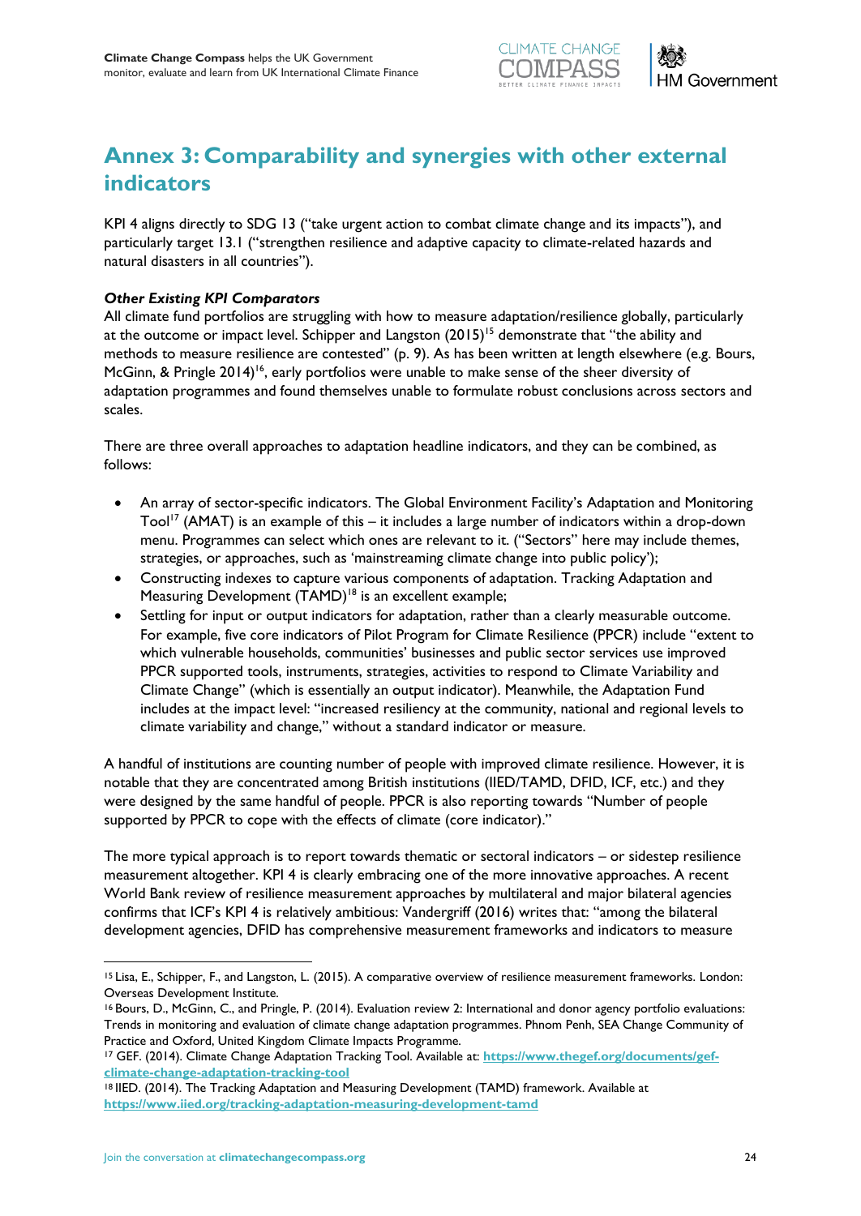# Annex 3: Comparability and synergies with other external indicators

KPI 4 aligns directly to SDG 13 ("take urgent action to combat climate change and its impacts"), and particularly target 13.1 ("strengthen resilience and adaptive capacity to climate-related hazards and natural disasters in all countries").

***Other Existing KPI Comparators***

All climate fund portfolios are struggling with how to measure adaptation/resilience globally, particularly at the outcome or impact level. Schipper and Langston (2015)[15] demonstrate that "the ability and methods to measure resilience are contested" (p. 9). As has been written at length elsewhere (e.g. Bours, McGinn, & Pringle 2014)[16], early portfolios were unable to make sense of the sheer diversity of adaptation programmes and found themselves unable to formulate robust conclusions across sectors and scales.

There are three overall approaches to adaptation headline indicators, and they can be combined, as follows:

- An array of sector-specific indicators. The Global Environment Facility's Adaptation and Monitoring Tool[17] (AMAT) is an example of this – it includes a large number of indicators within a drop-down menu. Programmes can select which ones are relevant to it. ("Sectors" here may include themes, strategies, or approaches, such as 'mainstreaming climate change into public policy');
- Constructing indexes to capture various components of adaptation. Tracking Adaptation and Measuring Development (TAMD)[18] is an excellent example;
- Settling for input or output indicators for adaptation, rather than a clearly measurable outcome. For example, five core indicators of Pilot Program for Climate Resilience (PPCR) include "extent to which vulnerable households, communities' businesses and public sector services use improved PPCR supported tools, instruments, strategies, activities to respond to Climate Variability and Climate Change" (which is essentially an output indicator). Meanwhile, the Adaptation Fund includes at the impact level: "increased resiliency at the community, national and regional levels to climate variability and change," without a standard indicator or measure.

A handful of institutions are counting number of people with improved climate resilience. However, it is notable that they are concentrated among British institutions (IIED/TAMD, DFID, ICF, etc.) and they were designed by the same handful of people. PPCR is also reporting towards "Number of people supported by PPCR to cope with the effects of climate (core indicator)."

The more typical approach is to report towards thematic or sectoral indicators – or sidestep resilience measurement altogether. KPI 4 is clearly embracing one of the more innovative approaches. A recent World Bank review of resilience measurement approaches by multilateral and major bilateral agencies confirms that ICF's KPI 4 is relatively ambitious: Vandergriff (2016) writes that: "among the bilateral development agencies, DFID has comprehensive measurement frameworks and indicators to measure

---

[15] Lisa, E., Schipper, F., and Langston, L. (2015). A comparative overview of resilience measurement frameworks. London: Overseas Development Institute.

[16] Bours, D., McGinn, C., and Pringle, P. (2014). Evaluation review 2: International and donor agency portfolio evaluations: Trends in monitoring and evaluation of climate change adaptation programmes. Phnom Penh, SEA Change Community of Practice and Oxford, United Kingdom Climate Impacts Programme.

[17] GEF. (2014). Climate Change Adaptation Tracking Tool. Available at: **https://www.thegef.org/documents/gef-climate-change-adaptation-tracking-tool**

[18] IIED. (2014). The Tracking Adaptation and Measuring Development (TAMD) framework. Available at **https://www.iied.org/tracking-adaptation-measuring-development-tamd**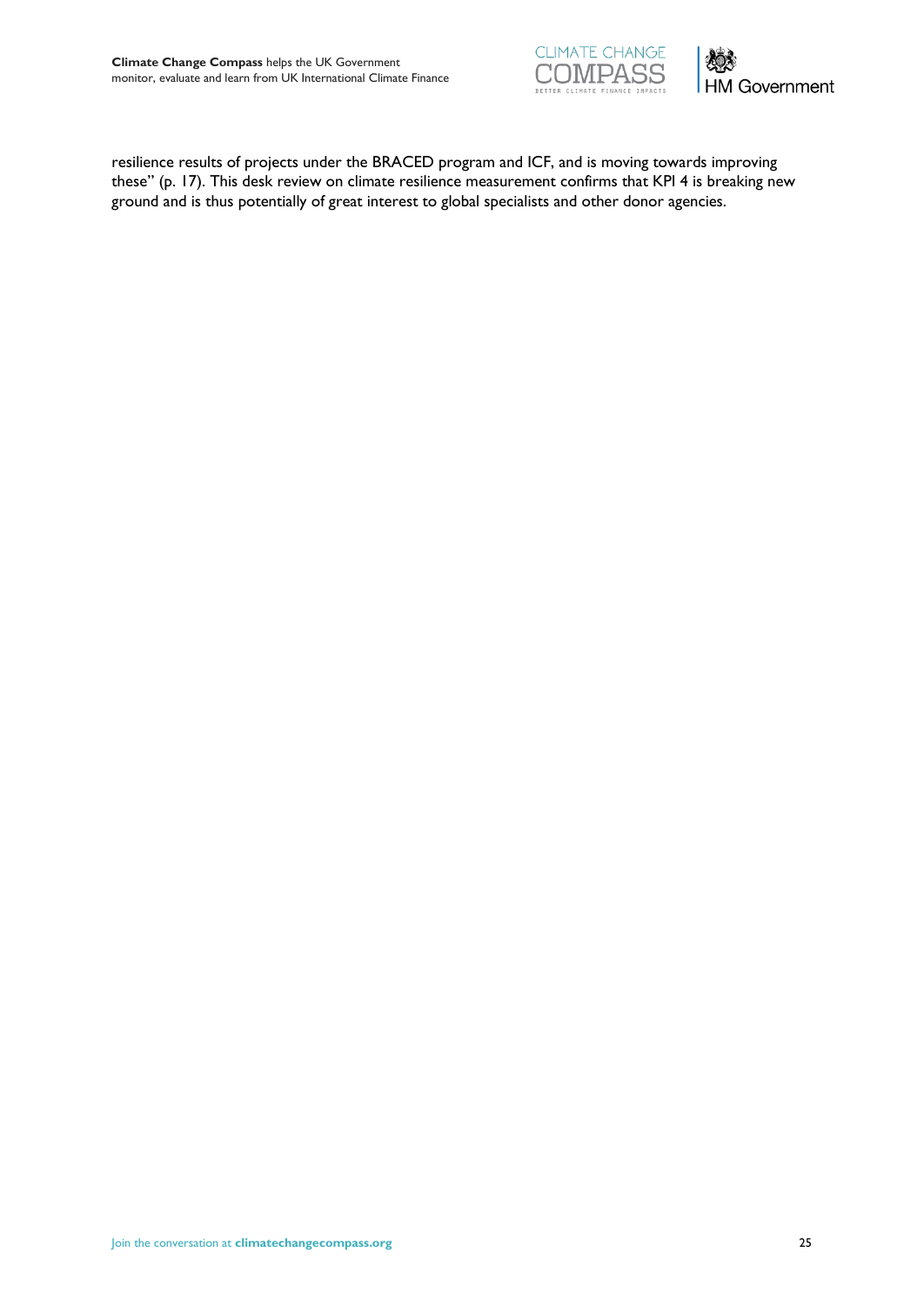resilience results of projects under the BRACED program and ICF, and is moving towards improving these" (p. 17). This desk review on climate resilience measurement confirms that KPI 4 is breaking new ground and is thus potentially of great interest to global specialists and other donor agencies.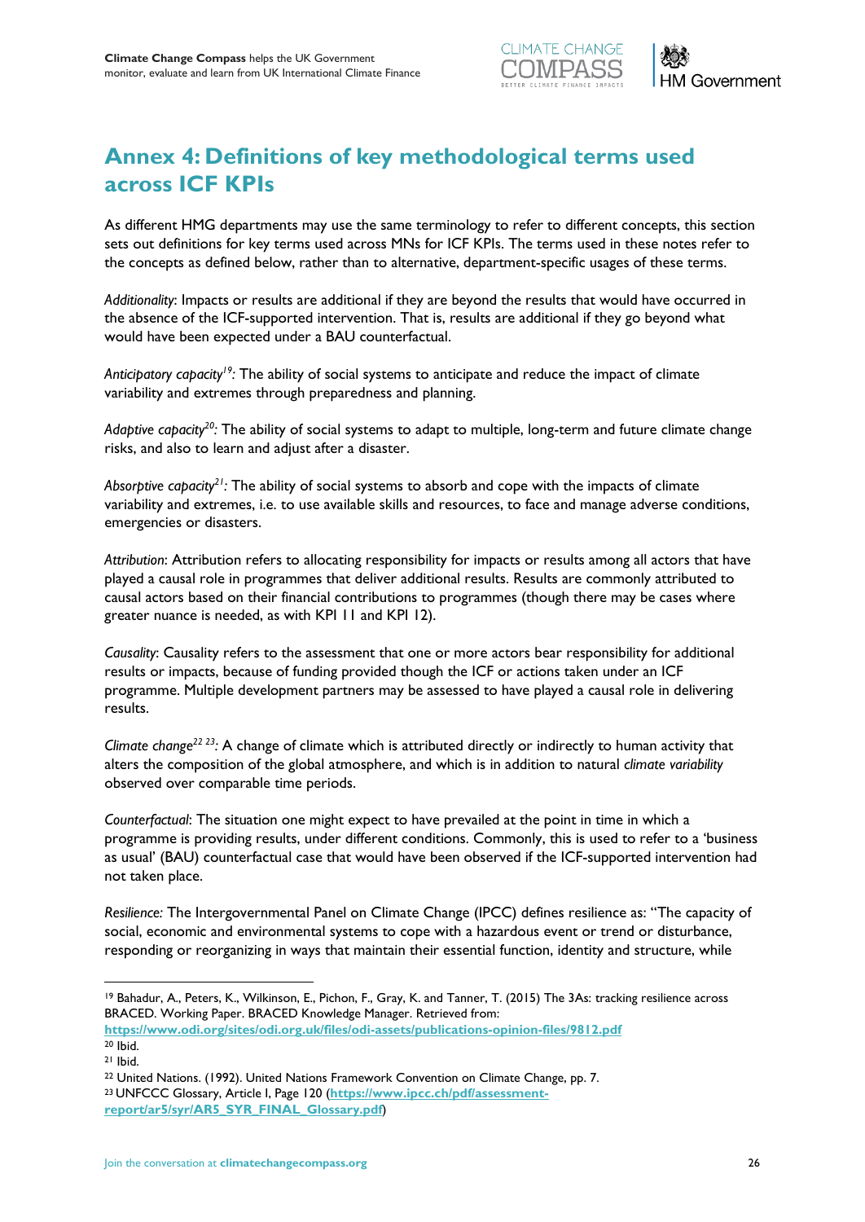# Annex 4: Definitions of key methodological terms used across ICF KPIs

As different HMG departments may use the same terminology to refer to different concepts, this section sets out definitions for key terms used across MNs for ICF KPIs. The terms used in these notes refer to the concepts as defined below, rather than to alternative, department-specific usages of these terms.

*Additionality*: Impacts or results are additional if they are beyond the results that would have occurred in the absence of the ICF-supported intervention. That is, results are additional if they go beyond what would have been expected under a BAU counterfactual.

*Anticipatory capacity*[19]*:* The ability of social systems to anticipate and reduce the impact of climate variability and extremes through preparedness and planning.

*Adaptive capacity*[20]*:* The ability of social systems to adapt to multiple, long-term and future climate change risks, and also to learn and adjust after a disaster.

*Absorptive capacity*[21]*:* The ability of social systems to absorb and cope with the impacts of climate variability and extremes, i.e. to use available skills and resources, to face and manage adverse conditions, emergencies or disasters.

*Attribution*: Attribution refers to allocating responsibility for impacts or results among all actors that have played a causal role in programmes that deliver additional results. Results are commonly attributed to causal actors based on their financial contributions to programmes (though there may be cases where greater nuance is needed, as with KPI 11 and KPI 12).

*Causality*: Causality refers to the assessment that one or more actors bear responsibility for additional results or impacts, because of funding provided though the ICF or actions taken under an ICF programme. Multiple development partners may be assessed to have played a causal role in delivering results.

*Climate change*[22] [23]*:* A change of climate which is attributed directly or indirectly to human activity that alters the composition of the global atmosphere, and which is in addition to natural *climate variability* observed over comparable time periods.

*Counterfactual*: The situation one might expect to have prevailed at the point in time in which a programme is providing results, under different conditions. Commonly, this is used to refer to a 'business as usual' (BAU) counterfactual case that would have been observed if the ICF-supported intervention had not taken place.

*Resilience:* The Intergovernmental Panel on Climate Change (IPCC) defines resilience as: "The capacity of social, economic and environmental systems to cope with a hazardous event or trend or disturbance, responding or reorganizing in ways that maintain their essential function, identity and structure, while

---

[19] Bahadur, A., Peters, K., Wilkinson, E., Pichon, F., Gray, K. and Tanner, T. (2015) The 3As: tracking resilience across BRACED. Working Paper. BRACED Knowledge Manager. Retrieved from: **https://www.odi.org/sites/odi.org.uk/files/odi-assets/publications-opinion-files/9812.pdf**

[20] Ibid.

[21] Ibid.

[22] United Nations. (1992). United Nations Framework Convention on Climate Change, pp. 7.

[23] UNFCCC Glossary, Article I, Page 120 (**https://www.ipcc.ch/pdf/assessment-report/ar5/syr/AR5_SYR_FINAL_Glossary.pdf**)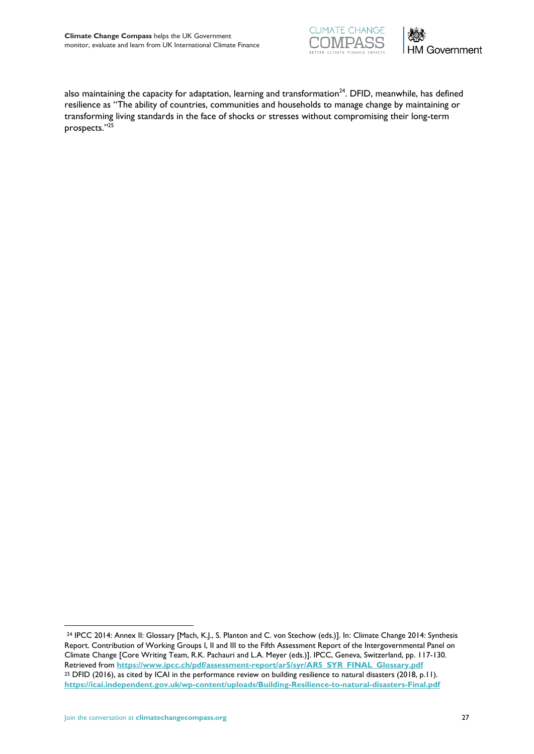also maintaining the capacity for adaptation, learning and transformation[24]. DFID, meanwhile, has defined resilience as "The ability of countries, communities and households to manage change by maintaining or transforming living standards in the face of shocks or stresses without compromising their long-term prospects."[25]

---

[24] IPCC 2014: Annex II: Glossary [Mach, K.J., S. Planton and C. von Stechow (eds.)]. In: Climate Change 2014: Synthesis Report. Contribution of Working Groups I, II and III to the Fifth Assessment Report of the Intergovernmental Panel on Climate Change [Core Writing Team, R.K. Pachauri and L.A. Meyer (eds.)]. IPCC, Geneva, Switzerland, pp. 117-130. Retrieved from **https://www.ipcc.ch/pdf/assessment-report/ar5/syr/AR5_SYR_FINAL_Glossary.pdf**

[25] DFID (2016), as cited by ICAI in the performance review on building resilience to natural disasters (2018, p.11). **https://icai.independent.gov.uk/wp-content/uploads/Building-Resilience-to-natural-disasters-Final.pdf**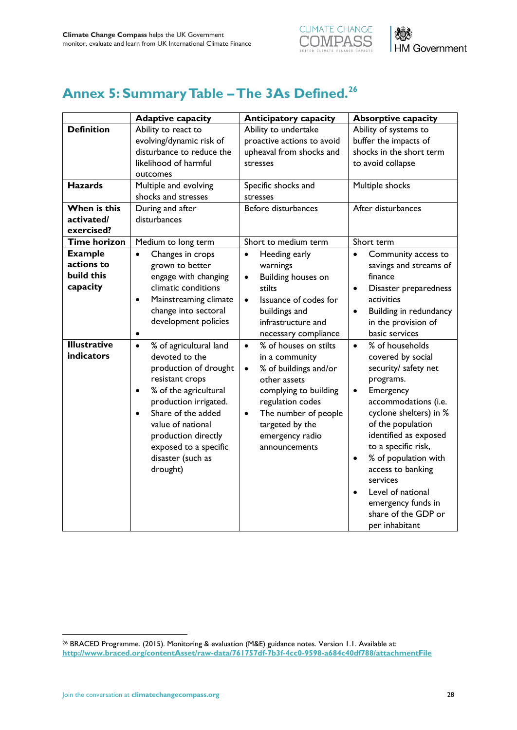## Annex 5: Summary Table – The 3As Defined.[26]

| | Adaptive capacity | Anticipatory capacity | Absorptive capacity |
|---|---|---|---|
| **Definition** | Ability to react to evolving/dynamic risk of disturbance to reduce the likelihood of harmful outcomes | Ability to undertake proactive actions to avoid upheaval from shocks and stresses | Ability of systems to buffer the impacts of shocks in the short term to avoid collapse |
| **Hazards** | Multiple and evolving shocks and stresses | Specific shocks and stresses | Multiple shocks |
| **When is this activated/ exercised?** | During and after disturbances | Before disturbances | After disturbances |
| **Time horizon** | Medium to long term | Short to medium term | Short term |
| **Example actions to build this capacity** | • Changes in crops grown to better engage with changing climatic conditions<br>• Mainstreaming climate change into sectoral development policies<br>• | • Heeding early warnings<br>• Building houses on stilts<br>• Issuance of codes for buildings and infrastructure and necessary compliance | • Community access to savings and streams of finance<br>• Disaster preparedness activities<br>• Building in redundancy in the provision of basic services |
| **Illustrative indicators** | • % of agricultural land devoted to the production of drought resistant crops<br>• % of the agricultural production irrigated.<br>• Share of the added value of national production directly exposed to a specific disaster (such as drought) | • % of houses on stilts in a community<br>• % of buildings and/or other assets complying to building regulation codes<br>• The number of people targeted by the emergency radio announcements | • % of households covered by social security/ safety net programs.<br>• Emergency accommodations (i.e. cyclone shelters) in % of the population identified as exposed to a specific risk,<br>• % of population with access to banking services<br>• Level of national emergency funds in share of the GDP or per inhabitant |

[26] BRACED Programme. (2015). Monitoring & evaluation (M&E) guidance notes. Version 1.1. Available at: http://www.braced.org/contentAsset/raw-data/761757df-7b3f-4cc0-9598-a684c40df788/attachmentFile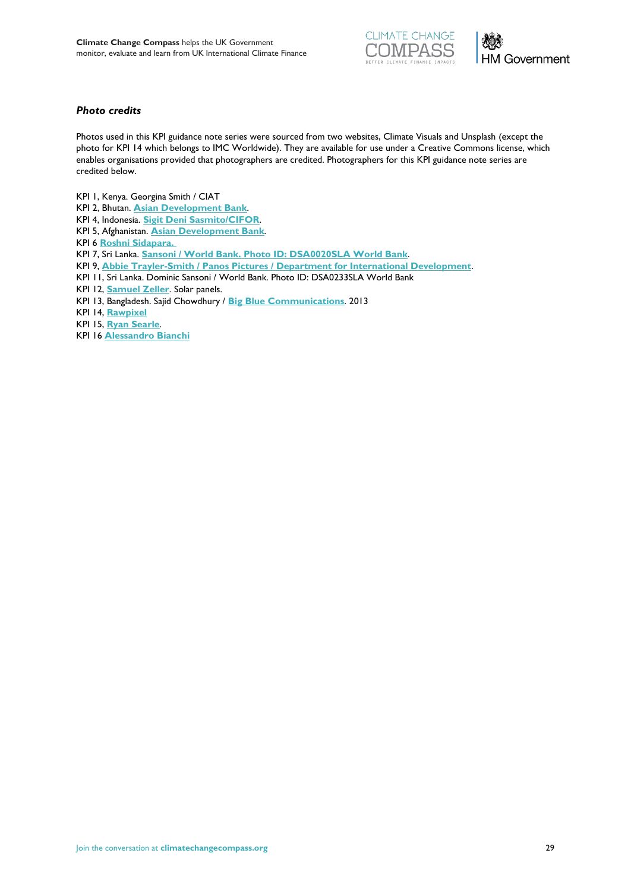### *Photo credits*

Photos used in this KPI guidance note series were sourced from two websites, Climate Visuals and Unsplash (except the photo for KPI 14 which belongs to IMC Worldwide). They are available for use under a Creative Commons license, which enables organisations provided that photographers are credited. Photographers for this KPI guidance note series are credited below.

KPI 1, Kenya. Georgina Smith / CIAT
KPI 2, Bhutan. **Asian Development Bank**.
KPI 4, Indonesia. **Sigit Deni Sasmito/CIFOR**.
KPI 5, Afghanistan. **Asian Development Bank**.
KPI 6 **Roshni Sidapara.**
KPI 7, Sri Lanka. **Sansoni / World Bank. Photo ID: DSA0020SLA World Bank**.
KPI 9, **Abbie Trayler-Smith / Panos Pictures / Department for International Development**.
KPI 11, Sri Lanka. Dominic Sansoni / World Bank. Photo ID: DSA0233SLA World Bank
KPI 12, **Samuel Zeller**. Solar panels.
KPI 13, Bangladesh. Sajid Chowdhury / **Big Blue Communications**. 2013
KPI 14, **Rawpixel**
KPI 15, **Ryan Searle**.
KPI 16 **Alessandro Bianchi**